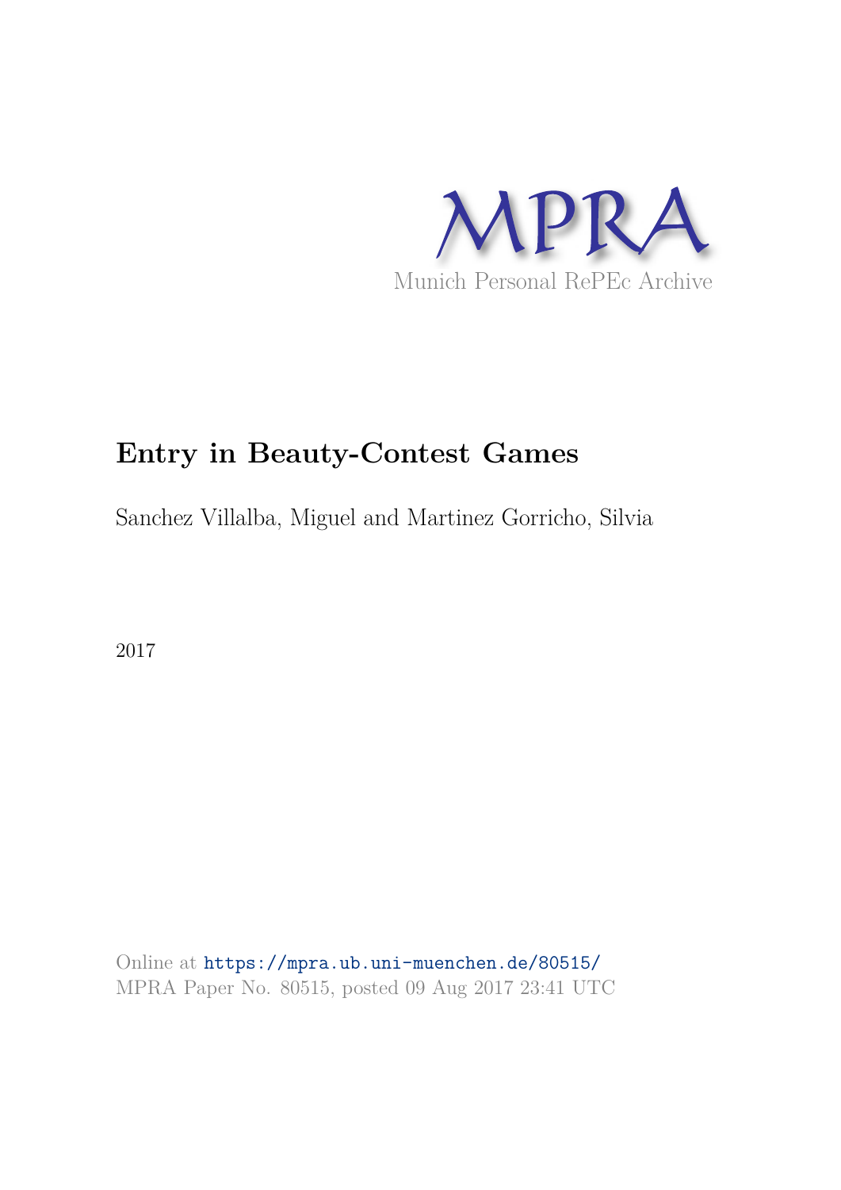MPRA

Munich Personal RePEc Archive

# Entry in Beauty-Contest Games

Sanchez Villalba, Miguel and Martinez Gorricho, Silvia

2017

Online at https://mpra.ub.uni-muenchen.de/80515/
MPRA Paper No. 80515, posted 09 Aug 2017 23:41 UTC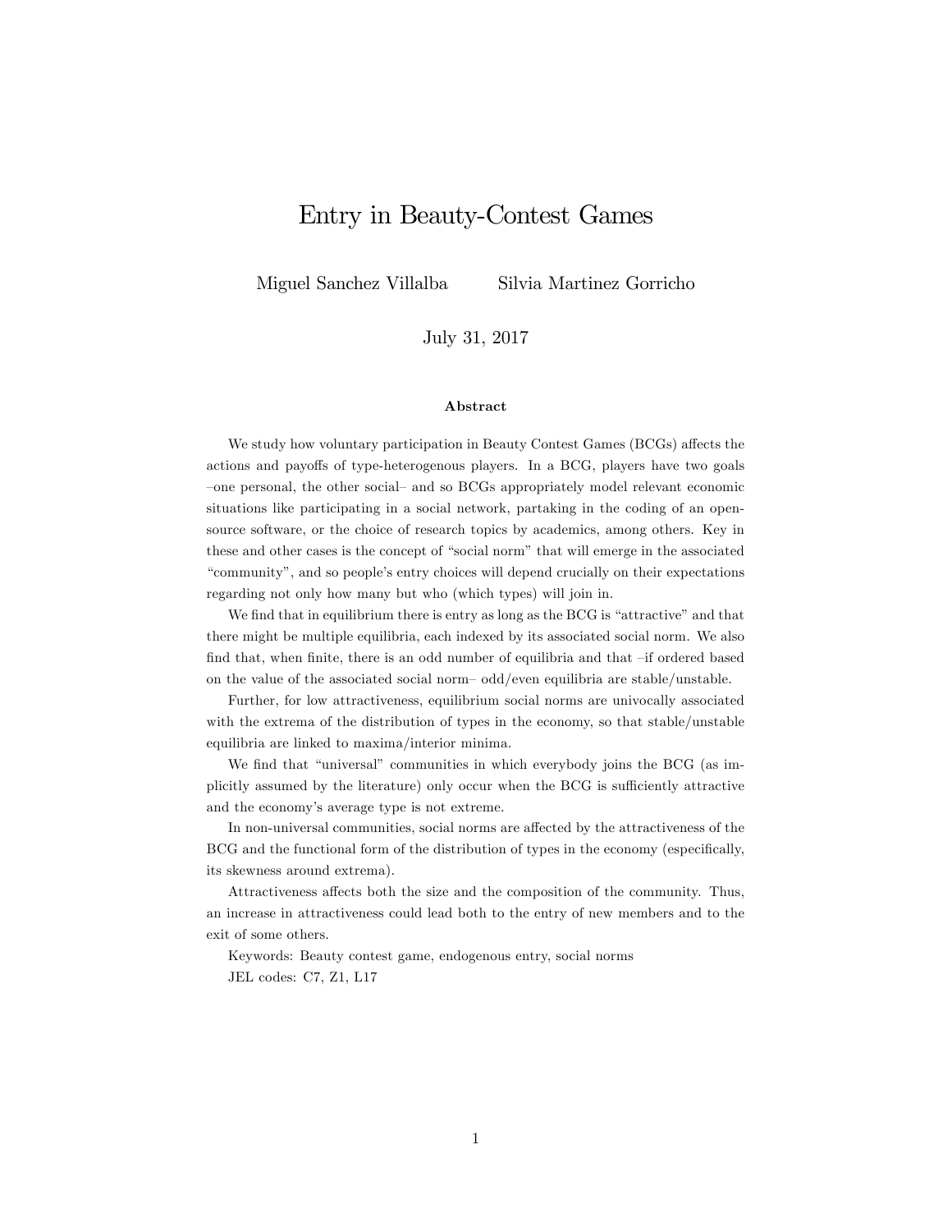# Entry in Beauty-Contest Games

Miguel Sanchez Villalba     Silvia Martinez Gorricho

July 31, 2017

**Abstract**

We study how voluntary participation in Beauty Contest Games (BCGs) affects the actions and payoffs of type-heterogenous players. In a BCG, players have two goals –one personal, the other social– and so BCGs appropriately model relevant economic situations like participating in a social network, partaking in the coding of an open-source software, or the choice of research topics by academics, among others. Key in these and other cases is the concept of "social norm" that will emerge in the associated "community", and so people's entry choices will depend crucially on their expectations regarding not only how many but who (which types) will join in.

We find that in equilibrium there is entry as long as the BCG is "attractive" and that there might be multiple equilibria, each indexed by its associated social norm. We also find that, when finite, there is an odd number of equilibria and that –if ordered based on the value of the associated social norm– odd/even equilibria are stable/unstable.

Further, for low attractiveness, equilibrium social norms are univocally associated with the extrema of the distribution of types in the economy, so that stable/unstable equilibria are linked to maxima/interior minima.

We find that "universal" communities in which everybody joins the BCG (as implicitly assumed by the literature) only occur when the BCG is sufficiently attractive and the economy's average type is not extreme.

In non-universal communities, social norms are affected by the attractiveness of the BCG and the functional form of the distribution of types in the economy (especifically, its skewness around extrema).

Attractiveness affects both the size and the composition of the community. Thus, an increase in attractiveness could lead both to the entry of new members and to the exit of some others.

Keywords: Beauty contest game, endogenous entry, social norms

JEL codes: C7, Z1, L17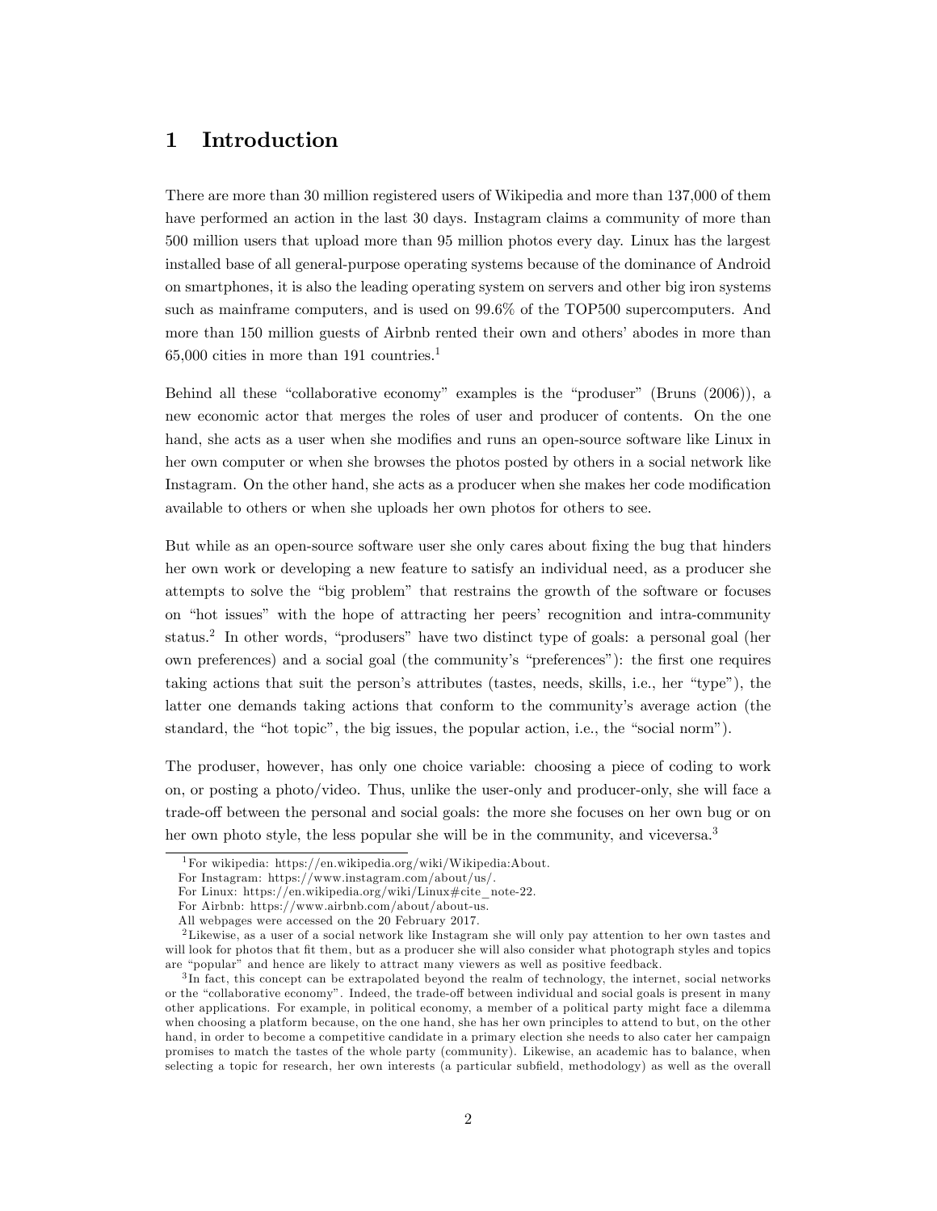# 1 Introduction

There are more than 30 million registered users of Wikipedia and more than 137,000 of them have performed an action in the last 30 days. Instagram claims a community of more than 500 million users that upload more than 95 million photos every day. Linux has the largest installed base of all general-purpose operating systems because of the dominance of Android on smartphones, it is also the leading operating system on servers and other big iron systems such as mainframe computers, and is used on 99.6% of the TOP500 supercomputers. And more than 150 million guests of Airbnb rented their own and others' abodes in more than 65,000 cities in more than 191 countries.[1]

Behind all these "collaborative economy" examples is the "produser" (Bruns (2006)), a new economic actor that merges the roles of user and producer of contents. On the one hand, she acts as a user when she modifies and runs an open-source software like Linux in her own computer or when she browses the photos posted by others in a social network like Instagram. On the other hand, she acts as a producer when she makes her code modification available to others or when she uploads her own photos for others to see.

But while as an open-source software user she only cares about fixing the bug that hinders her own work or developing a new feature to satisfy an individual need, as a producer she attempts to solve the "big problem" that restrains the growth of the software or focuses on "hot issues" with the hope of attracting her peers' recognition and intra-community status.[2] In other words, "produsers" have two distinct type of goals: a personal goal (her own preferences) and a social goal (the community's "preferences"): the first one requires taking actions that suit the person's attributes (tastes, needs, skills, i.e., her "type"), the latter one demands taking actions that conform to the community's average action (the standard, the "hot topic", the big issues, the popular action, i.e., the "social norm").

The produser, however, has only one choice variable: choosing a piece of coding to work on, or posting a photo/video. Thus, unlike the user-only and producer-only, she will face a trade-off between the personal and social goals: the more she focuses on her own bug or on her own photo style, the less popular she will be in the community, and viceversa.[3]

[1] For wikipedia: https://en.wikipedia.org/wiki/Wikipedia:About.
For Instagram: https://www.instagram.com/about/us/.
For Linux: https://en.wikipedia.org/wiki/Linux#cite_note-22.
For Airbnb: https://www.airbnb.com/about/about-us.
All webpages were accessed on the 20 February 2017.

[2] Likewise, as a user of a social network like Instagram she will only pay attention to her own tastes and will look for photos that fit them, but as a producer she will also consider what photograph styles and topics are "popular" and hence are likely to attract many viewers as well as positive feedback.

[3] In fact, this concept can be extrapolated beyond the realm of technology, the internet, social networks or the "collaborative economy". Indeed, the trade-off between individual and social goals is present in many other applications. For example, in political economy, a member of a political party might face a dilemma when choosing a platform because, on the one hand, she has her own principles to attend to but, on the other hand, in order to become a competitive candidate in a primary election she needs to also cater her campaign promises to match the tastes of the whole party (community). Likewise, an academic has to balance, when selecting a topic for research, her own interests (a particular subfield, methodology) as well as the overall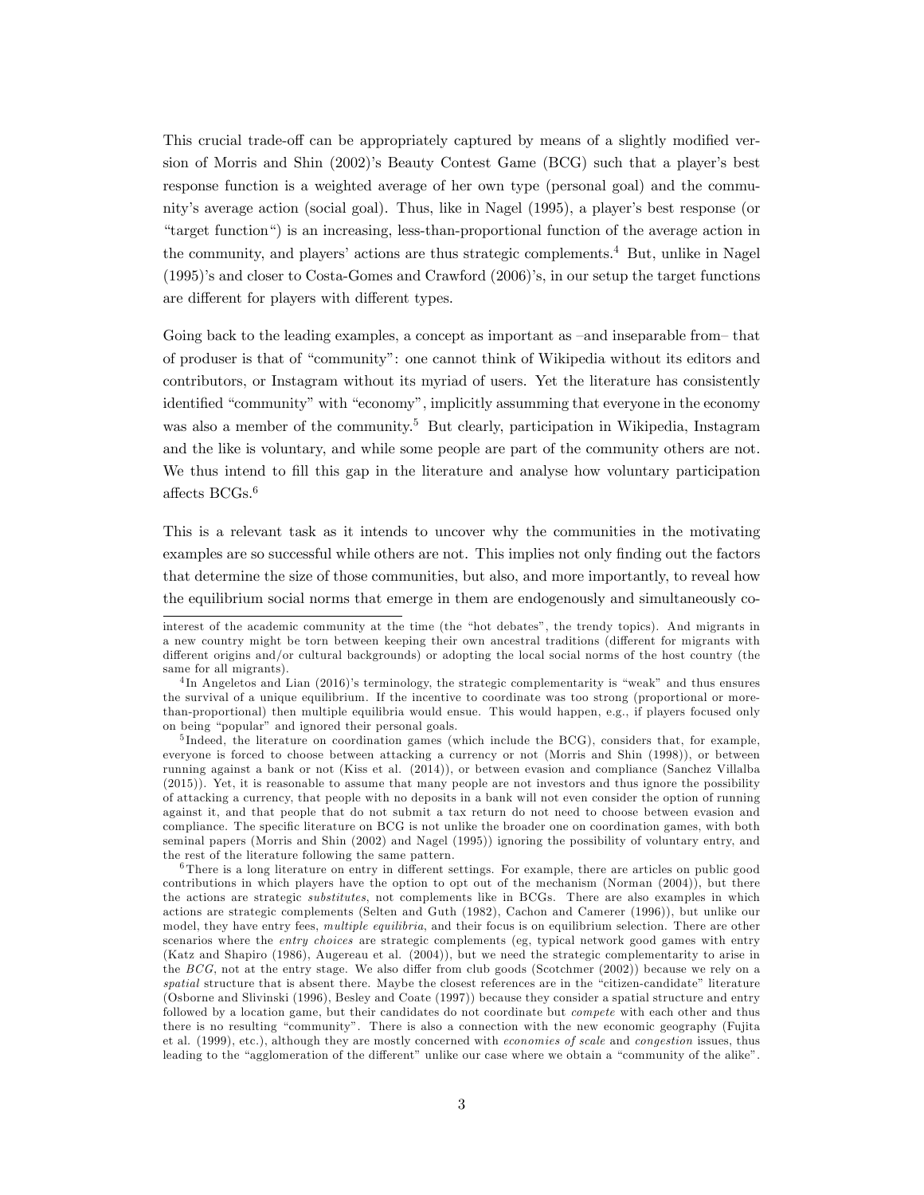This crucial trade-off can be appropriately captured by means of a slightly modified version of Morris and Shin (2002)'s Beauty Contest Game (BCG) such that a player's best response function is a weighted average of her own type (personal goal) and the community's average action (social goal). Thus, like in Nagel (1995), a player's best response (or "target function") is an increasing, less-than-proportional function of the average action in the community, and players' actions are thus strategic complements.[4] But, unlike in Nagel (1995)'s and closer to Costa-Gomes and Crawford (2006)'s, in our setup the target functions are different for players with different types.

Going back to the leading examples, a concept as important as –and inseparable from– that of produser is that of "community": one cannot think of Wikipedia without its editors and contributors, or Instagram without its myriad of users. Yet the literature has consistently identified "community" with "economy", implicitly assumming that everyone in the economy was also a member of the community.[5] But clearly, participation in Wikipedia, Instagram and the like is voluntary, and while some people are part of the community others are not. We thus intend to fill this gap in the literature and analyse how voluntary participation affects BCGs.[6]

This is a relevant task as it intends to uncover why the communities in the motivating examples are so successful while others are not. This implies not only finding out the factors that determine the size of those communities, but also, and more importantly, to reveal how the equilibrium social norms that emerge in them are endogenously and simultaneously co-

interest of the academic community at the time (the "hot debates", the trendy topics). And migrants in a new country might be torn between keeping their own ancestral traditions (different for migrants with different origins and/or cultural backgrounds) or adopting the local social norms of the host country (the same for all migrants).

[4] In Angeletos and Lian (2016)'s terminology, the strategic complementarity is "weak" and thus ensures the survival of a unique equilibrium. If the incentive to coordinate was too strong (proportional or more-than-proportional) then multiple equilibria would ensue. This would happen, e.g., if players focused only on being "popular" and ignored their personal goals.

[5] Indeed, the literature on coordination games (which include the BCG), considers that, for example, everyone is forced to choose between attacking a currency or not (Morris and Shin (1998)), or between running against a bank or not (Kiss et al. (2014)), or between evasion and compliance (Sanchez Villalba (2015)). Yet, it is reasonable to assume that many people are not investors and thus ignore the possibility of attacking a currency, that people with no deposits in a bank will not even consider the option of running against it, and that people that do not submit a tax return do not need to choose between evasion and compliance. The specific literature on BCG is not unlike the broader one on coordination games, with both seminal papers (Morris and Shin (2002) and Nagel (1995)) ignoring the possibility of voluntary entry, and the rest of the literature following the same pattern.

[6] There is a long literature on entry in different settings. For example, there are articles on public good contributions in which players have the option to opt out of the mechanism (Norman (2004)), but there the actions are strategic *substitutes*, not complements like in BCGs. There are also examples in which actions are strategic complements (Selten and Guth (1982), Cachon and Camerer (1996)), but unlike our model, they have entry fees, *multiple equilibria*, and their focus is on equilibrium selection. There are other scenarios where the *entry choices* are strategic complements (eg, typical network good games with entry (Katz and Shapiro (1986), Augereau et al. (2004)), but we need the strategic complementarity to arise in the *BCG*, not at the entry stage. We also differ from club goods (Scotchmer (2002)) because we rely on a *spatial* structure that is absent there. Maybe the closest references are in the "citizen-candidate" literature (Osborne and Slivinski (1996), Besley and Coate (1997)) because they consider a spatial structure and entry followed by a location game, but their candidates do not coordinate but *compete* with each other and thus there is no resulting "community". There is also a connection with the new economic geography (Fujita et al. (1999), etc.), although they are mostly concerned with *economies of scale* and *congestion* issues, thus leading to the "agglomeration of the different" unlike our case where we obtain a "community of the alike".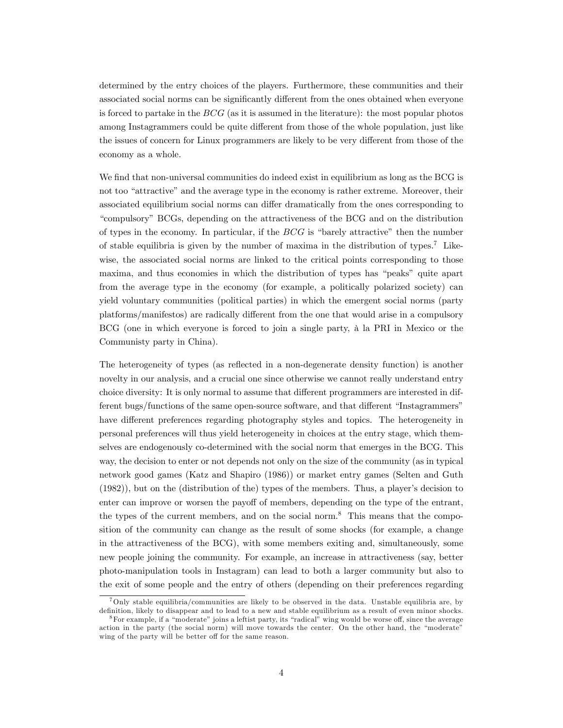determined by the entry choices of the players. Furthermore, these communities and their associated social norms can be significantly different from the ones obtained when everyone is forced to partake in the $BCG$ (as it is assumed in the literature): the most popular photos among Instagrammers could be quite different from those of the whole population, just like the issues of concern for Linux programmers are likely to be very different from those of the economy as a whole.

We find that non-universal communities do indeed exist in equilibrium as long as the BCG is not too "attractive" and the average type in the economy is rather extreme. Moreover, their associated equilibrium social norms can differ dramatically from the ones corresponding to "compulsory" BCGs, depending on the attractiveness of the BCG and on the distribution of types in the economy. In particular, if the $BCG$ is "barely attractive" then the number of stable equilibria is given by the number of maxima in the distribution of types.[7] Likewise, the associated social norms are linked to the critical points corresponding to those maxima, and thus economies in which the distribution of types has "peaks" quite apart from the average type in the economy (for example, a politically polarized society) can yield voluntary communities (political parties) in which the emergent social norms (party platforms/manifestos) are radically different from the one that would arise in a compulsory BCG (one in which everyone is forced to join a single party, à la PRI in Mexico or the Communisty party in China).

The heterogeneity of types (as reflected in a non-degenerate density function) is another novelty in our analysis, and a crucial one since otherwise we cannot really understand entry choice diversity: It is only normal to assume that different programmers are interested in different bugs/functions of the same open-source software, and that different "Instagrammers" have different preferences regarding photography styles and topics. The heterogeneity in personal preferences will thus yield heterogeneity in choices at the entry stage, which themselves are endogenously co-determined with the social norm that emerges in the BCG. This way, the decision to enter or not depends not only on the size of the community (as in typical network good games (Katz and Shapiro (1986)) or market entry games (Selten and Guth (1982)), but on the (distribution of the) types of the members. Thus, a player's decision to enter can improve or worsen the payoff of members, depending on the type of the entrant, the types of the current members, and on the social norm.[8] This means that the composition of the community can change as the result of some shocks (for example, a change in the attractiveness of the BCG), with some members exiting and, simultaneously, some new people joining the community. For example, an increase in attractiveness (say, better photo-manipulation tools in Instagram) can lead to both a larger community but also to the exit of some people and the entry of others (depending on their preferences regarding

[7] Only stable equilibria/communities are likely to be observed in the data. Unstable equilibria are, by definition, likely to disappear and to lead to a new and stable equilibrium as a result of even minor shocks.

[8] For example, if a "moderate" joins a leftist party, its "radical" wing would be worse off, since the average action in the party (the social norm) will move towards the center. On the other hand, the "moderate" wing of the party will be better off for the same reason.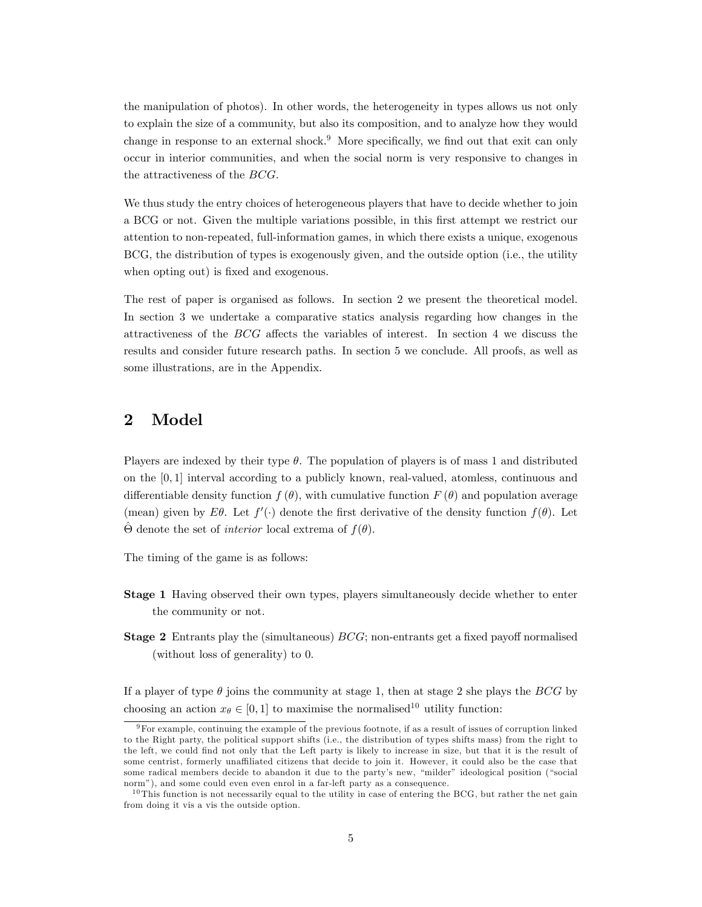the manipulation of photos). In other words, the heterogeneity in types allows us not only to explain the size of a community, but also its composition, and to analyze how they would change in response to an external shock.[9] More specifically, we find out that exit can only occur in interior communities, and when the social norm is very responsive to changes in the attractiveness of the $BCG$.

We thus study the entry choices of heterogeneous players that have to decide whether to join a BCG or not. Given the multiple variations possible, in this first attempt we restrict our attention to non-repeated, full-information games, in which there exists a unique, exogenous BCG, the distribution of types is exogenously given, and the outside option (i.e., the utility when opting out) is fixed and exogenous.

The rest of paper is organised as follows. In section 2 we present the theoretical model. In section 3 we undertake a comparative statics analysis regarding how changes in the attractiveness of the $BCG$ affects the variables of interest. In section 4 we discuss the results and consider future research paths. In section 5 we conclude. All proofs, as well as some illustrations, are in the Appendix.

## 2 Model

Players are indexed by their type $\theta$. The population of players is of mass 1 and distributed on the $[0, 1]$ interval according to a publicly known, real-valued, atomless, continuous and differentiable density function $f(\theta)$, with cumulative function $F(\theta)$ and population average (mean) given by $E\theta$. Let $f'(\cdot)$ denote the first derivative of the density function $f(\theta)$. Let $\hat{\Theta}$ denote the set of *interior* local extrema of $f(\theta)$.

The timing of the game is as follows:

**Stage 1** Having observed their own types, players simultaneously decide whether to enter the community or not.

**Stage 2** Entrants play the (simultaneous) $BCG$; non-entrants get a fixed payoff normalised (without loss of generality) to 0.

If a player of type $\theta$ joins the community at stage 1, then at stage 2 she plays the $BCG$ by choosing an action $x_\theta \in [0, 1]$ to maximise the normalised[10] utility function:

[9] For example, continuing the example of the previous footnote, if as a result of issues of corruption linked to the Right party, the political support shifts (i.e., the distribution of types shifts mass) from the right to the left, we could find not only that the Left party is likely to increase in size, but that it is the result of some centrist, formerly unaffiliated citizens that decide to join it. However, it could also be the case that some radical members decide to abandon it due to the party's new, "milder" ideological position ("social norm"), and some could even even enrol in a far-left party as a consequence.

[10] This function is not necessarily equal to the utility in case of entering the BCG, but rather the net gain from doing it vis a vis the outside option.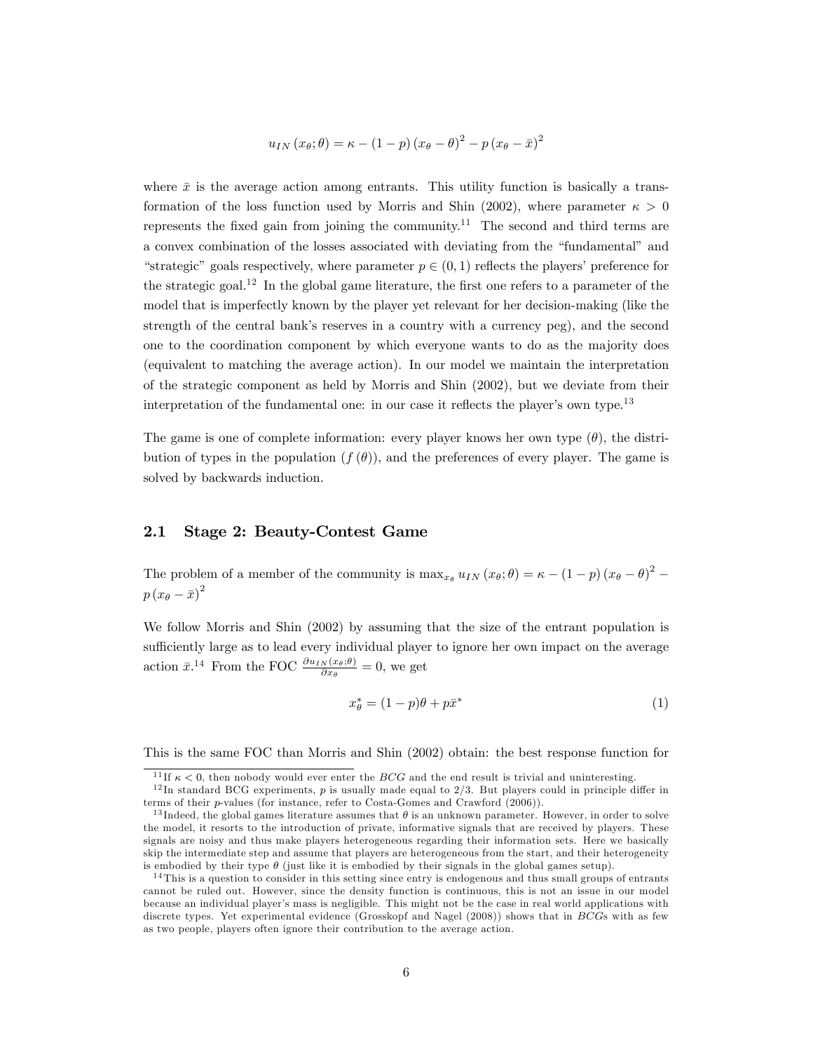$$u_{IN}(x_\theta;\theta) = \kappa - (1-p)(x_\theta - \theta)^2 - p(x_\theta - \bar{x})^2$$

where $\bar{x}$ is the average action among entrants. This utility function is basically a transformation of the loss function used by Morris and Shin (2002), where parameter $\kappa > 0$ represents the fixed gain from joining the community.[11] The second and third terms are a convex combination of the losses associated with deviating from the "fundamental" and "strategic" goals respectively, where parameter $p \in (0,1)$ reflects the players' preference for the strategic goal.[12] In the global game literature, the first one refers to a parameter of the model that is imperfectly known by the player yet relevant for her decision-making (like the strength of the central bank's reserves in a country with a currency peg), and the second one to the coordination component by which everyone wants to do as the majority does (equivalent to matching the average action). In our model we maintain the interpretation of the strategic component as held by Morris and Shin (2002), but we deviate from their interpretation of the fundamental one: in our case it reflects the player's own type.[13]

The game is one of complete information: every player knows her own type ($\theta$), the distribution of types in the population ($f(\theta)$), and the preferences of every player. The game is solved by backwards induction.

## 2.1 Stage 2: Beauty-Contest Game

The problem of a member of the community is $\max_{x_\theta} u_{IN}(x_\theta;\theta) = \kappa - (1-p)(x_\theta - \theta)^2 - p(x_\theta - \bar{x})^2$

We follow Morris and Shin (2002) by assuming that the size of the entrant population is sufficiently large as to lead every individual player to ignore her own impact on the average action $\bar{x}$.[14] From the FOC $\frac{\partial u_{IN}(x_\theta;\theta)}{\partial x_\theta} = 0$, we get

$$x_\theta^* = (1-p)\theta + p\bar{x}^* \tag{1}$$

This is the same FOC than Morris and Shin (2002) obtain: the best response function for

---

[11] If $\kappa < 0$, then nobody would ever enter the *BCG* and the end result is trivial and uninteresting.

[12] In standard BCG experiments, $p$ is usually made equal to 2/3. But players could in principle differ in terms of their $p$-values (for instance, refer to Costa-Gomes and Crawford (2006)).

[13] Indeed, the global games literature assumes that $\theta$ is an unknown parameter. However, in order to solve the model, it resorts to the introduction of private, informative signals that are received by players. These signals are noisy and thus make players heterogeneous regarding their information sets. Here we basically skip the intermediate step and assume that players are heterogeneous from the start, and their heterogeneity is embodied by their type $\theta$ (just like it is embodied by their signals in the global games setup).

[14] This is a question to consider in this setting since entry is endogenous and thus small groups of entrants cannot be ruled out. However, since the density function is continuous, this is not an issue in our model because an individual player's mass is negligible. This might not be the case in real world applications with discrete types. Yet experimental evidence (Grosskopf and Nagel (2008)) shows that in *BCG*s with as few as two people, players often ignore their contribution to the average action.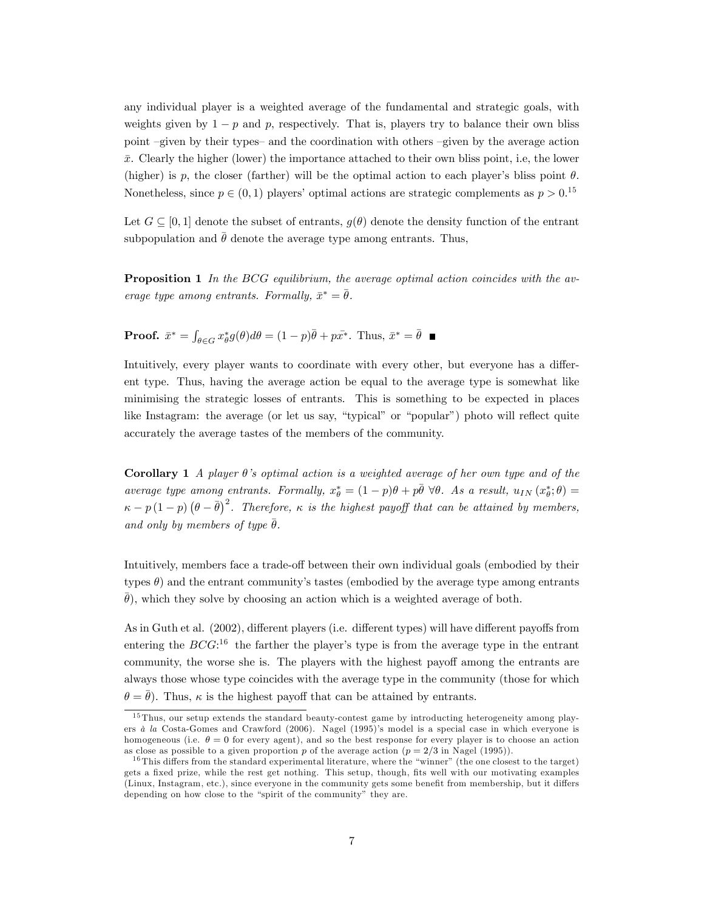any individual player is a weighted average of the fundamental and strategic goals, with weights given by $1-p$ and $p$, respectively. That is, players try to balance their own bliss point –given by their types– and the coordination with others –given by the average action $\bar{x}$. Clearly the higher (lower) the importance attached to their own bliss point, i.e, the lower (higher) is $p$, the closer (farther) will be the optimal action to each player's bliss point $\theta$. Nonetheless, since $p \in (0,1)$ players' optimal actions are strategic complements as $p > 0$.[15]

Let $G \subseteq [0,1]$ denote the subset of entrants, $g(\theta)$ denote the density function of the entrant subpopulation and $\bar{\theta}$ denote the average type among entrants. Thus,

**Proposition 1** *In the BCG equilibrium, the average optimal action coincides with the average type among entrants. Formally,* $\bar{x}^* = \bar{\theta}$.

**Proof.** $\bar{x}^* = \int_{\theta \in G} x^*_\theta g(\theta) d\theta = (1-p)\bar{\theta} + p\bar{x^*}$. Thus, $\bar{x}^* = \bar{\theta}$ ∎

Intuitively, every player wants to coordinate with every other, but everyone has a different type. Thus, having the average action be equal to the average type is somewhat like minimising the strategic losses of entrants. This is something to be expected in places like Instagram: the average (or let us say, "typical" or "popular") photo will reflect quite accurately the average tastes of the members of the community.

**Corollary 1** *A player $\theta$'s optimal action is a weighted average of her own type and of the average type among entrants. Formally,* $x^*_\theta = (1-p)\theta + p\bar{\theta}$ $\forall\theta$. *As a result,* $u_{IN}(x^*_\theta;\theta) = \kappa - p(1-p)\left(\theta - \bar{\theta}\right)^2$. *Therefore, $\kappa$ is the highest payoff that can be attained by members, and only by members of type* $\bar{\theta}$.

Intuitively, members face a trade-off between their own individual goals (embodied by their types $\theta$) and the entrant community's tastes (embodied by the average type among entrants $\bar{\theta}$), which they solve by choosing an action which is a weighted average of both.

As in Guth et al. (2002), different players (i.e. different types) will have different payoffs from entering the *BCG*:[16] the farther the player's type is from the average type in the entrant community, the worse she is. The players with the highest payoff among the entrants are always those whose type coincides with the average type in the community (those for which $\theta = \bar{\theta}$). Thus, $\kappa$ is the highest payoff that can be attained by entrants.

[15] Thus, our setup extends the standard beauty-contest game by introducting heterogeneity among players *à la* Costa-Gomes and Crawford (2006). Nagel (1995)'s model is a special case in which everyone is homogeneous (i.e. $\theta = 0$ for every agent), and so the best response for every player is to choose an action as close as possible to a given proportion $p$ of the average action ($p = 2/3$ in Nagel (1995)).

[16] This differs from the standard experimental literature, where the "winner" (the one closest to the target) gets a fixed prize, while the rest get nothing. This setup, though, fits well with our motivating examples (Linux, Instagram, etc.), since everyone in the community gets some benefit from membership, but it differs depending on how close to the "spirit of the community" they are.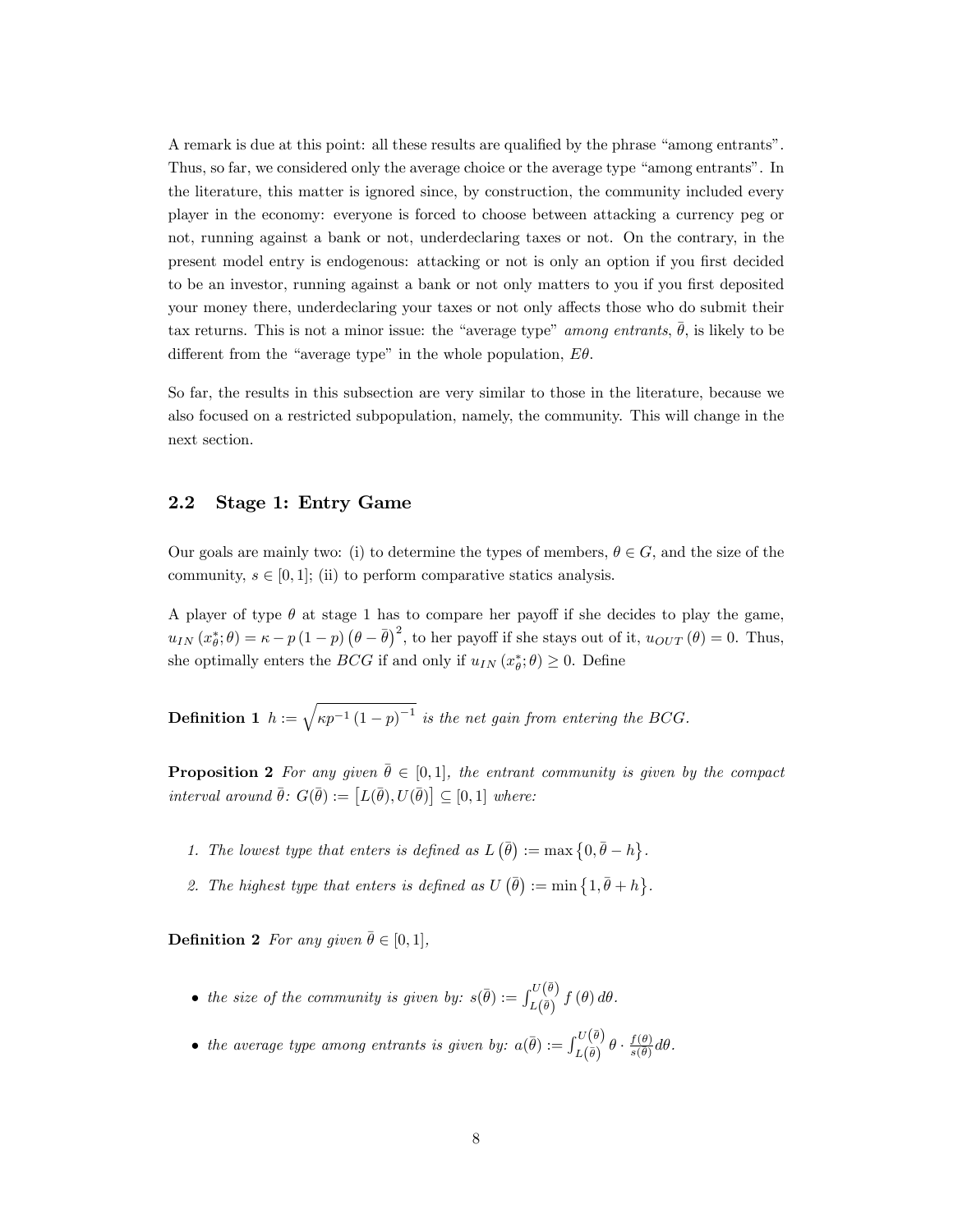A remark is due at this point: all these results are qualified by the phrase "among entrants". Thus, so far, we considered only the average choice or the average type "among entrants". In the literature, this matter is ignored since, by construction, the community included every player in the economy: everyone is forced to choose between attacking a currency peg or not, running against a bank or not, underdeclaring taxes or not. On the contrary, in the present model entry is endogenous: attacking or not is only an option if you first decided to be an investor, running against a bank or not only matters to you if you first deposited your money there, underdeclaring your taxes or not only affects those who do submit their tax returns. This is not a minor issue: the "average type" *among entrants*, $\bar{\theta}$, is likely to be different from the "average type" in the whole population, $E\theta$.

So far, the results in this subsection are very similar to those in the literature, because we also focused on a restricted subpopulation, namely, the community. This will change in the next section.

## 2.2 Stage 1: Entry Game

Our goals are mainly two: (i) to determine the types of members, $\theta \in G$, and the size of the community, $s \in [0, 1]$; (ii) to perform comparative statics analysis.

A player of type $\theta$ at stage 1 has to compare her payoff if she decides to play the game, $u_{IN}(x^*_\theta; \theta) = \kappa - p(1-p)\left(\theta - \bar{\theta}\right)^2$, to her payoff if she stays out of it, $u_{OUT}(\theta) = 0$. Thus, she optimally enters the $BCG$ if and only if $u_{IN}(x^*_\theta; \theta) \geq 0$. Define

**Definition 1** *$h := \sqrt{\kappa p^{-1}(1-p)^{-1}}$ is the net gain from entering the BCG.*

**Proposition 2** *For any given $\bar{\theta} \in [0, 1]$, the entrant community is given by the compact interval around $\bar{\theta}$: $G(\bar{\theta}) := \left[L(\bar{\theta}), U(\bar{\theta})\right] \subseteq [0, 1]$ where:*

1. *The lowest type that enters is defined as $L\left(\bar{\theta}\right) := \max\left\{0, \bar{\theta} - h\right\}$.*
2. *The highest type that enters is defined as $U\left(\bar{\theta}\right) := \min\left\{1, \bar{\theta} + h\right\}$.*

**Definition 2** *For any given $\bar{\theta} \in [0, 1]$,*

- *the size of the community is given by: $s(\bar{\theta}) := \int_{L(\bar{\theta})}^{U(\bar{\theta})} f(\theta)\, d\theta$.*
- *the average type among entrants is given by: $a(\bar{\theta}) := \int_{L(\bar{\theta})}^{U(\bar{\theta})} \theta \cdot \frac{f(\theta)}{s(\theta)} d\theta$.*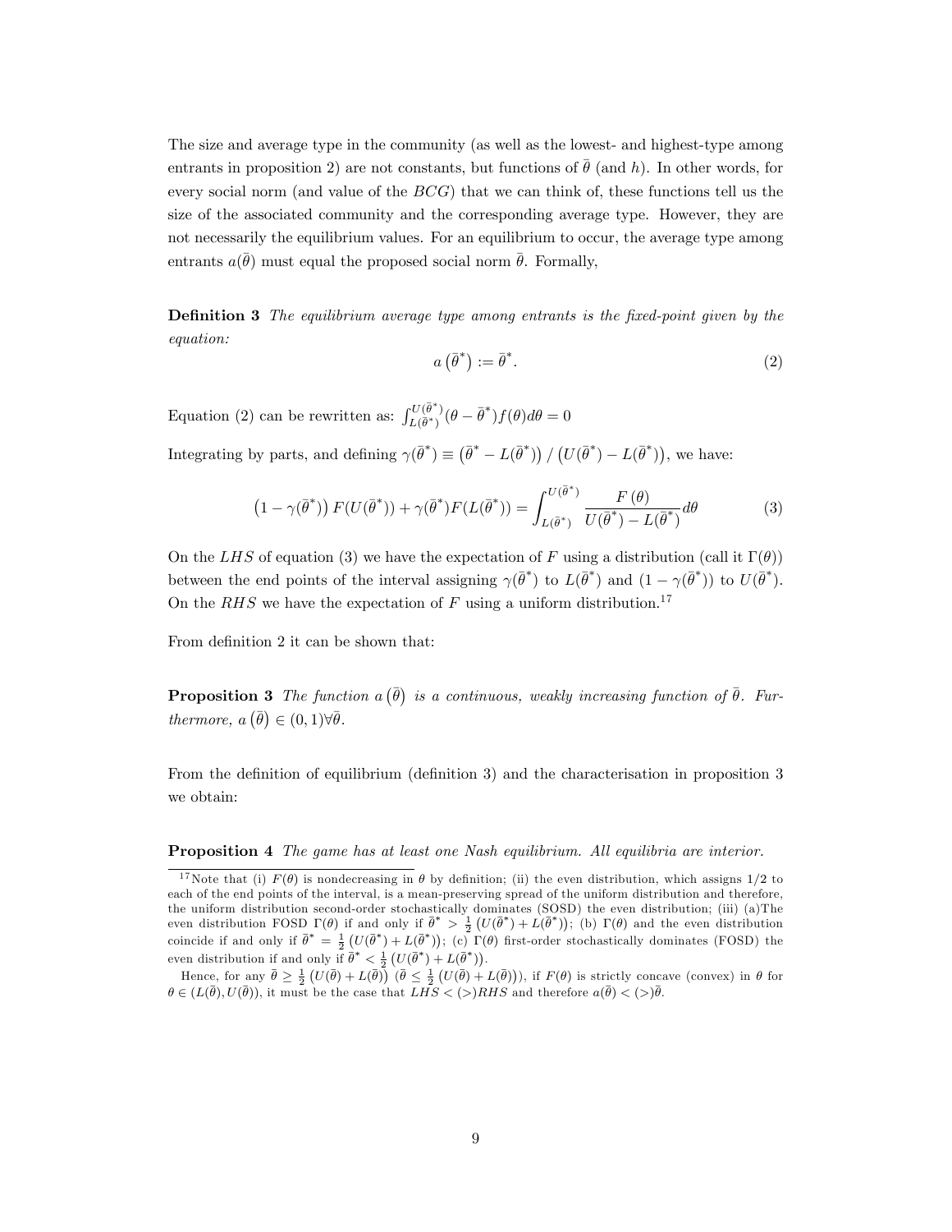The size and average type in the community (as well as the lowest- and highest-type among entrants in proposition 2) are not constants, but functions of $\bar{\theta}$ (and $h$). In other words, for every social norm (and value of the $BCG$) that we can think of, these functions tell us the size of the associated community and the corresponding average type. However, they are not necessarily the equilibrium values. For an equilibrium to occur, the average type among entrants $a(\bar{\theta})$ must equal the proposed social norm $\bar{\theta}$. Formally,

**Definition 3** *The equilibrium average type among entrants is the fixed-point given by the equation:*

$$a\left(\bar{\theta}^{*}\right) := \bar{\theta}^{*}. \tag{2}$$

Equation (2) can be rewritten as: $\int_{L(\bar{\theta}^{*})}^{U(\bar{\theta}^{*})}(\theta-\bar{\theta}^{*})f(\theta)d\theta = 0$

Integrating by parts, and defining $\gamma(\bar{\theta}^{*}) \equiv \left(\bar{\theta}^{*} - L(\bar{\theta}^{*})\right) / \left(U(\bar{\theta}^{*}) - L(\bar{\theta}^{*})\right)$, we have:

$$\left(1-\gamma(\bar{\theta}^{*})\right) F(U(\bar{\theta}^{*})) + \gamma(\bar{\theta}^{*})F(L(\bar{\theta}^{*})) = \int_{L(\bar{\theta}^{*})}^{U(\bar{\theta}^{*})} \frac{F\left(\theta\right)}{U(\bar{\theta}^{*}) - L(\bar{\theta}^{*})} d\theta \tag{3}$$

On the $LHS$ of equation (3) we have the expectation of $F$ using a distribution (call it $\Gamma(\theta)$) between the end points of the interval assigning $\gamma(\bar{\theta}^{*})$ to $L(\bar{\theta}^{*})$ and $(1-\gamma(\bar{\theta}^{*}))$ to $U(\bar{\theta}^{*})$. On the $RHS$ we have the expectation of $F$ using a uniform distribution.[17]

From definition 2 it can be shown that:

**Proposition 3** *The function $a\left(\bar{\theta}\right)$ is a continuous, weakly increasing function of $\bar{\theta}$. Furthermore, $a\left(\bar{\theta}\right) \in (0,1) \forall \bar{\theta}$.*

From the definition of equilibrium (definition 3) and the characterisation in proposition 3 we obtain:

**Proposition 4** *The game has at least one Nash equilibrium. All equilibria are interior.*

[17] Note that (i) $F(\theta)$ is nondecreasing in $\theta$ by definition; (ii) the even distribution, which assigns $1/2$ to each of the end points of the interval, is a mean-preserving spread of the uniform distribution and therefore, the uniform distribution second-order stochastically dominates (SOSD) the even distribution; (iii) (a)The even distribution FOSD $\Gamma(\theta)$ if and only if $\bar{\theta}^{*} > \frac{1}{2}\left(U(\bar{\theta}^{*}) + L(\bar{\theta}^{*})\right)$; (b) $\Gamma(\theta)$ and the even distribution coincide if and only if $\bar{\theta}^{*} = \frac{1}{2}\left(U(\bar{\theta}^{*}) + L(\bar{\theta}^{*})\right)$; (c) $\Gamma(\theta)$ first-order stochastically dominates (FOSD) the even distribution if and only if $\bar{\theta}^{*} < \frac{1}{2}\left(U(\bar{\theta}^{*}) + L(\bar{\theta}^{*})\right)$.

Hence, for any $\bar{\theta} \geq \frac{1}{2}\left(U(\bar{\theta}) + L(\bar{\theta})\right)$ $\left(\bar{\theta} \leq \frac{1}{2}\left(U(\bar{\theta}) + L(\bar{\theta})\right)\right)$, if $F(\theta)$ is strictly concave (convex) in $\theta$ for $\theta \in (L(\bar{\theta}), U(\bar{\theta}))$, it must be the case that $LHS < (>) RHS$ and therefore $a(\bar{\theta}) < (>) \bar{\theta}$.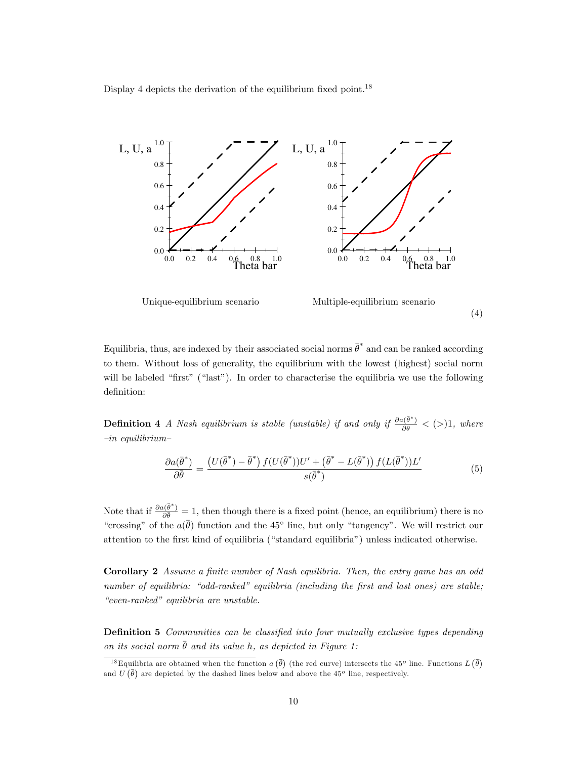Display 4 depicts the derivation of the equilibrium fixed point.[18]

Unique-equilibrium scenario

Multiple-equilibrium scenario

(4)

Equilibria, thus, are indexed by their associated social norms $\bar{\theta}^*$ and can be ranked according to them. Without loss of generality, the equilibrium with the lowest (highest) social norm will be labeled "first" ("last"). In order to characterise the equilibria we use the following definition:

**Definition 4** *A Nash equilibrium is stable (unstable) if and only if* $\frac{\partial a(\bar{\theta}^*)}{\partial \bar{\theta}} < (>)1$*, where –in equilibrium–*

$$\frac{\partial a(\bar{\theta}^*)}{\partial \bar{\theta}} = \frac{\left(U(\bar{\theta}^*) - \bar{\theta}^*\right) f(U(\bar{\theta}^*))U' + \left(\bar{\theta}^* - L(\bar{\theta}^*)\right) f(L(\bar{\theta}^*))L'}{s(\bar{\theta}^*)} \tag{5}$$

Note that if $\frac{\partial a(\bar{\theta}^*)}{\partial \bar{\theta}} = 1$, then though there is a fixed point (hence, an equilibrium) there is no "crossing" of the $a(\bar{\theta})$ function and the 45° line, but only "tangency". We will restrict our attention to the first kind of equilibria ("standard equilibria") unless indicated otherwise.

**Corollary 2** *Assume a finite number of Nash equilibria. Then, the entry game has an odd number of equilibria: "odd-ranked" equilibria (including the first and last ones) are stable; "even-ranked" equilibria are unstable.*

**Definition 5** *Communities can be classified into four mutually exclusive types depending on its social norm* $\bar{\theta}$ *and its value* $h$*, as depicted in Figure 1:*

[18] Equilibria are obtained when the function $a(\bar{\theta})$ (the red curve) intersects the $45^o$ line. Functions $L(\bar{\theta})$ and $U(\bar{\theta})$ are depicted by the dashed lines below and above the $45^o$ line, respectively.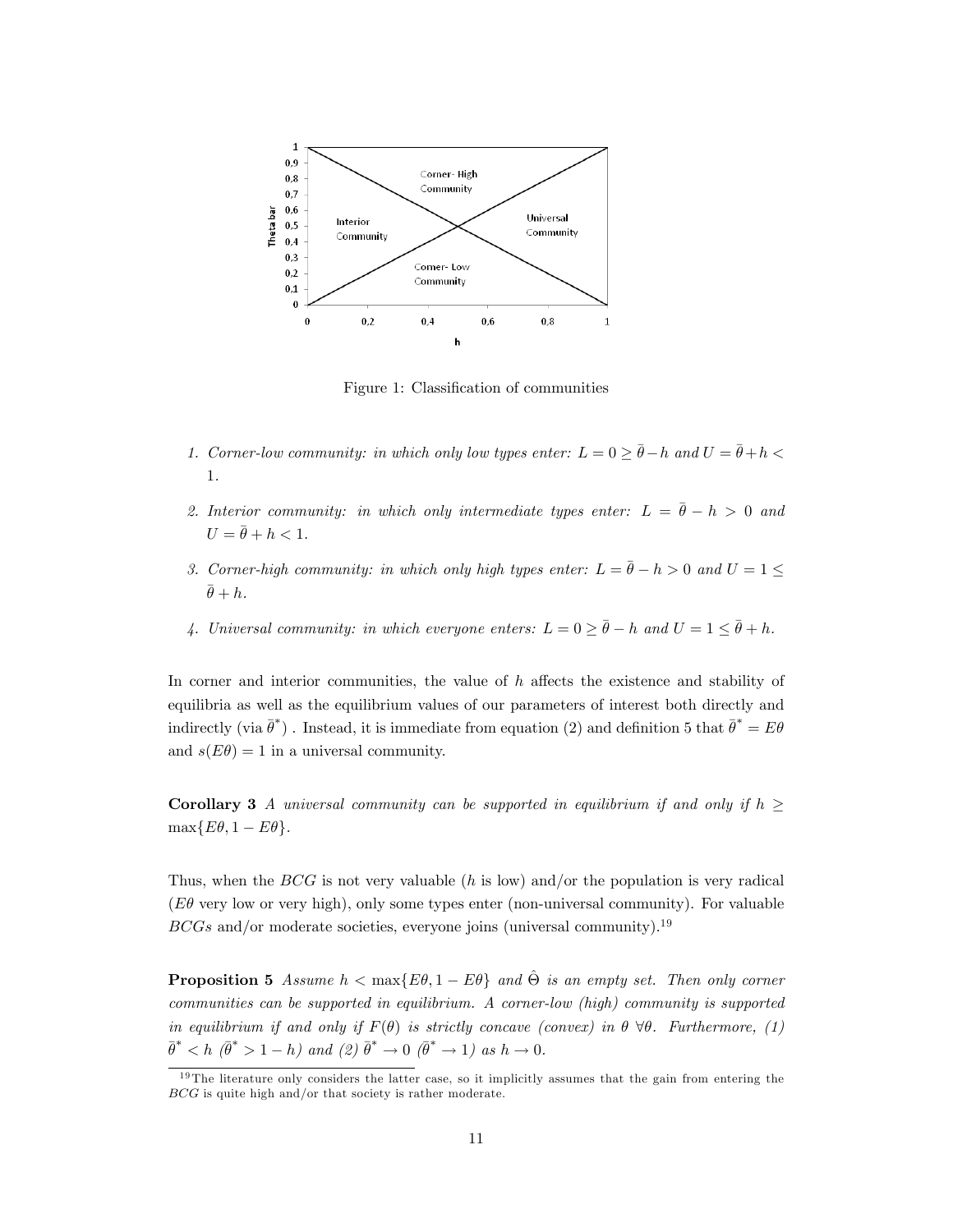Figure 1: Classification of communities

1. *Corner-low community: in which only low types enter:* $L = 0 \geq \bar{\theta} - h$ *and* $U = \bar{\theta} + h < 1$.

2. *Interior community: in which only intermediate types enter:* $L = \bar{\theta} - h > 0$ *and* $U = \bar{\theta} + h < 1$.

3. *Corner-high community: in which only high types enter:* $L = \bar{\theta} - h > 0$ *and* $U = 1 \leq \bar{\theta} + h$.

4. *Universal community: in which everyone enters:* $L = 0 \geq \bar{\theta} - h$ *and* $U = 1 \leq \bar{\theta} + h$.

In corner and interior communities, the value of $h$ affects the existence and stability of equilibria as well as the equilibrium values of our parameters of interest both directly and indirectly (via $\bar{\theta}^*$) . Instead, it is immediate from equation (2) and definition 5 that $\bar{\theta}^* = E\theta$ and $s(E\theta) = 1$ in a universal community.

**Corollary 3** *A universal community can be supported in equilibrium if and only if* $h \geq \max\{E\theta, 1 - E\theta\}$.

Thus, when the *BCG* is not very valuable ($h$ is low) and/or the population is very radical ($E\theta$ very low or very high), only some types enter (non-universal community). For valuable *BCGs* and/or moderate societies, everyone joins (universal community).[19]

**Proposition 5** *Assume* $h < \max\{E\theta, 1 - E\theta\}$ *and* $\hat{\Theta}$ *is an empty set. Then only corner communities can be supported in equilibrium. A corner-low (high) community is supported in equilibrium if and only if* $F(\theta)$ *is strictly concave (convex) in* $\theta$ $\forall\theta$*. Furthermore, (1)* $\bar{\theta}^* < h$ $(\bar{\theta}^* > 1 - h)$ *and (2)* $\bar{\theta}^* \to 0$ $(\bar{\theta}^* \to 1)$ *as* $h \to 0$.

[19] The literature only considers the latter case, so it implicitly assumes that the gain from entering the *BCG* is quite high and/or that society is rather moderate.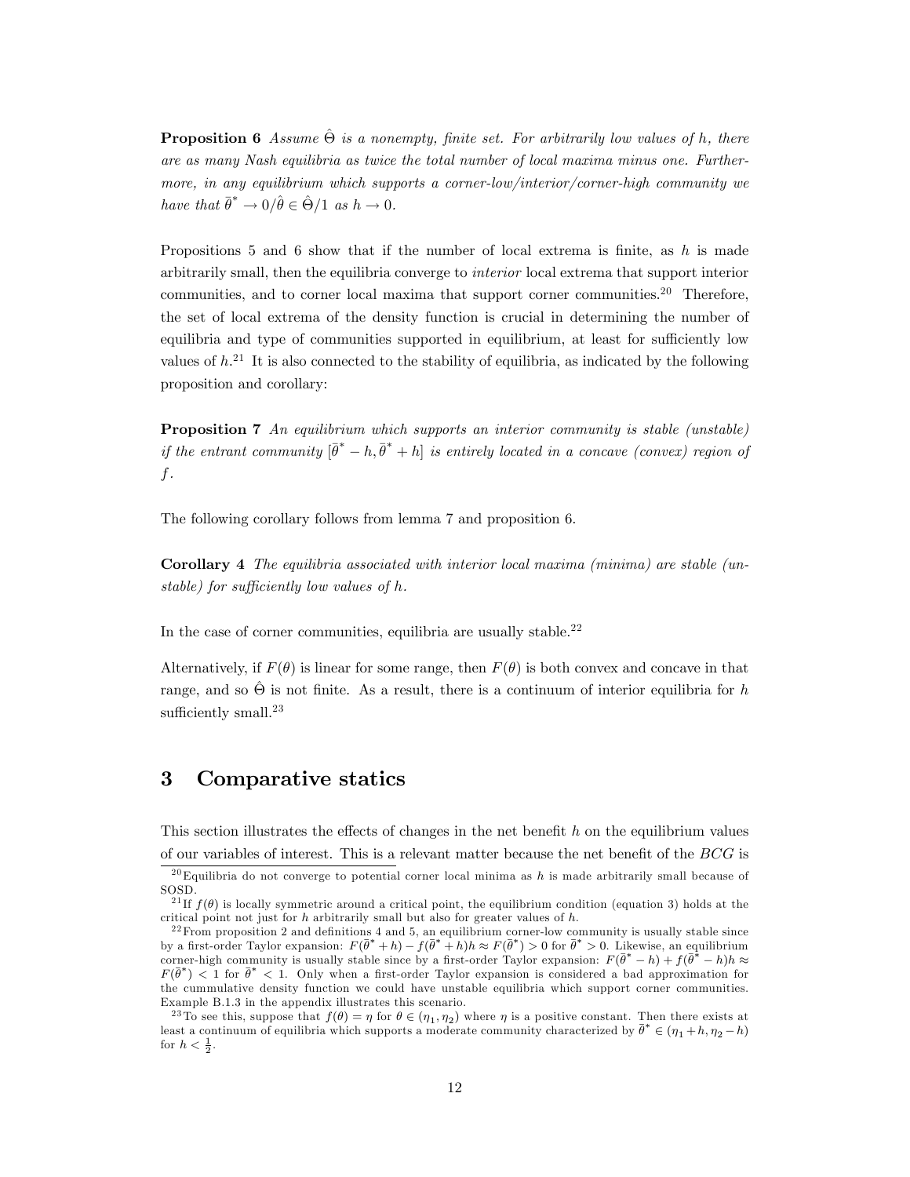**Proposition 6** *Assume $\hat{\Theta}$ is a nonempty, finite set. For arbitrarily low values of $h$, there are as many Nash equilibria as twice the total number of local maxima minus one. Furthermore, in any equilibrium which supports a corner-low/interior/corner-high community we have that $\bar{\theta}^* \to 0/\hat{\theta} \in \hat{\Theta}/1$ as $h \to 0$.*

Propositions 5 and 6 show that if the number of local extrema is finite, as $h$ is made arbitrarily small, then the equilibria converge to *interior* local extrema that support interior communities, and to corner local maxima that support corner communities.[20] Therefore, the set of local extrema of the density function is crucial in determining the number of equilibria and type of communities supported in equilibrium, at least for sufficiently low values of $h$.[21] It is also connected to the stability of equilibria, as indicated by the following proposition and corollary:

**Proposition 7** *An equilibrium which supports an interior community is stable (unstable) if the entrant community $[\bar{\theta}^* - h, \bar{\theta}^* + h]$ is entirely located in a concave (convex) region of $f$.*

The following corollary follows from lemma 7 and proposition 6.

**Corollary 4** *The equilibria associated with interior local maxima (minima) are stable (unstable) for sufficiently low values of $h$.*

In the case of corner communities, equilibria are usually stable.[22]

Alternatively, if $F(\theta)$ is linear for some range, then $F(\theta)$ is both convex and concave in that range, and so $\hat{\Theta}$ is not finite. As a result, there is a continuum of interior equilibria for $h$ sufficiently small.[23]

## 3 Comparative statics

This section illustrates the effects of changes in the net benefit $h$ on the equilibrium values of our variables of interest. This is a relevant matter because the net benefit of the $BCG$ is

[20] Equilibria do not converge to potential corner local minima as $h$ is made arbitrarily small because of SOSD.

[21] If $f(\theta)$ is locally symmetric around a critical point, the equilibrium condition (equation 3) holds at the critical point not just for $h$ arbitrarily small but also for greater values of $h$.

[22] From proposition 2 and definitions 4 and 5, an equilibrium corner-low community is usually stable since by a first-order Taylor expansion: $F(\bar{\theta}^* + h) - f(\bar{\theta}^* + h)h \approx F(\bar{\theta}^*) > 0$ for $\bar{\theta}^* > 0$. Likewise, an equilibrium corner-high community is usually stable since by a first-order Taylor expansion: $F(\bar{\theta}^* - h) + f(\bar{\theta}^* - h)h \approx F(\bar{\theta}^*) < 1$ for $\bar{\theta}^* < 1$. Only when a first-order Taylor expansion is considered a bad approximation for the cummulative density function we could have unstable equilibria which support corner communities. Example B.1.3 in the appendix illustrates this scenario.

[23] To see this, suppose that $f(\theta) = \eta$ for $\theta \in (\eta_1, \eta_2)$ where $\eta$ is a positive constant. Then there exists at least a continuum of equilibria which supports a moderate community characterized by $\bar{\theta}^* \in (\eta_1 + h, \eta_2 - h)$ for $h < \frac{1}{2}$.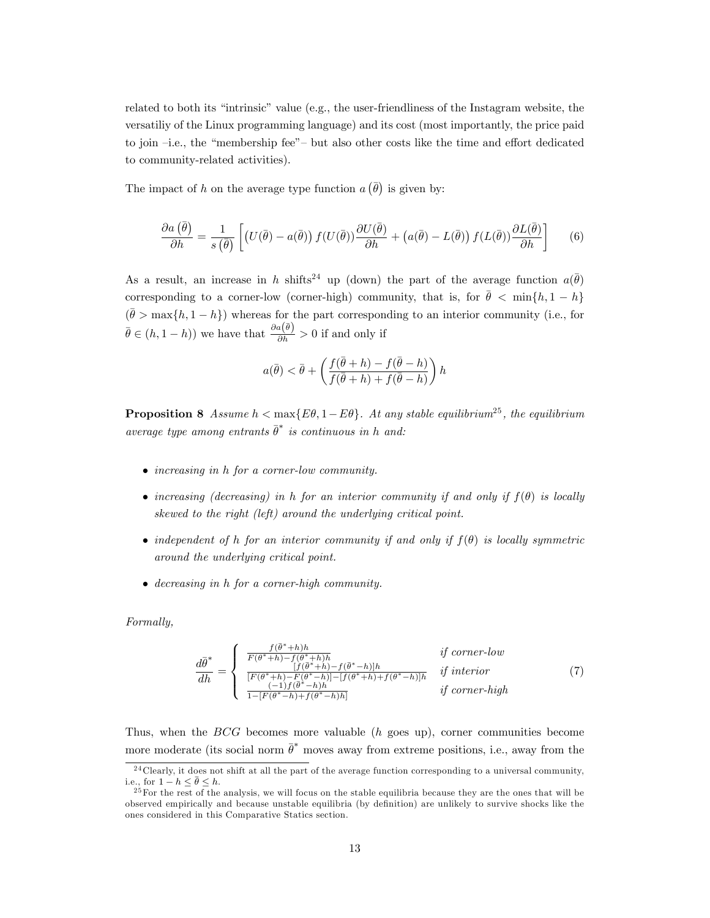related to both its "intrinsic" value (e.g., the user-friendliness of the Instagram website, the versatiliy of the Linux programming language) and its cost (most importantly, the price paid to join –i.e., the "membership fee"– but also other costs like the time and effort dedicated to community-related activities).

The impact of $h$ on the average type function $a\left(\bar{\theta}\right)$ is given by:

$$\frac{\partial a\left(\bar{\theta}\right)}{\partial h}=\frac{1}{s\left(\bar{\theta}\right)}\left[\left(U(\bar{\theta})-a(\bar{\theta})\right)f(U(\bar{\theta}))\frac{\partial U(\bar{\theta})}{\partial h}+\left(a(\bar{\theta})-L(\bar{\theta})\right)f(L(\bar{\theta}))\frac{\partial L(\bar{\theta})}{\partial h}\right] \tag{6}$$

As a result, an increase in $h$ shifts[24] up (down) the part of the average function $a(\bar{\theta})$ corresponding to a corner-low (corner-high) community, that is, for $\bar{\theta}<\min\{h,1-h\}$ ($\bar{\theta}>\max\{h,1-h\}$) whereas for the part corresponding to an interior community (i.e., for $\bar{\theta}\in(h,1-h)$) we have that $\frac{\partial a(\bar{\theta})}{\partial h}>0$ if and only if

$$a(\bar{\theta})<\bar{\theta}+\left(\frac{f(\bar{\theta}+h)-f(\bar{\theta}-h)}{f(\bar{\theta}+h)+f(\bar{\theta}-h)}\right)h$$

**Proposition 8** *Assume $h<\max\{E\theta,1-E\theta\}$. At any stable equilibrium[25], the equilibrium average type among entrants $\bar{\theta}^*$ is continuous in $h$ and:*

- *increasing in $h$ for a corner-low community.*
- *increasing (decreasing) in $h$ for an interior community if and only if $f(\theta)$ is locally skewed to the right (left) around the underlying critical point.*
- *independent of $h$ for an interior community if and only if $f(\theta)$ is locally symmetric around the underlying critical point.*
- *decreasing in $h$ for a corner-high community.*

*Formally,*

$$\frac{d\bar{\theta}^*}{dh}=\begin{cases}\frac{f(\bar{\theta}^*+h)h}{F(\theta^*+h)-f(\theta^*+h)h} & \textit{if corner-low}\\ \frac{[f(\bar{\theta}^*+h)-f(\bar{\theta}^*-h)]h}{[F(\theta^*+h)-F(\theta^*-h)]-[f(\theta^*+h)+f(\theta^*-h)]h} & \textit{if interior}\\ \frac{(-1)f(\bar{\theta}^*-h)h}{1-[F(\theta^*-h)+f(\theta^*-h)h]} & \textit{if corner-high}\end{cases} \tag{7}$$

Thus, when the *BCG* becomes more valuable ($h$ goes up), corner communities become more moderate (its social norm $\bar{\theta}^*$ moves away from extreme positions, i.e., away from the

---

[24] Clearly, it does not shift at all the part of the average function corresponding to a universal community, i.e., for $1-h\leq\bar{\theta}\leq h$.

[25] For the rest of the analysis, we will focus on the stable equilibria because they are the ones that will be observed empirically and because unstable equilibria (by definition) are unlikely to survive shocks like the ones considered in this Comparative Statics section.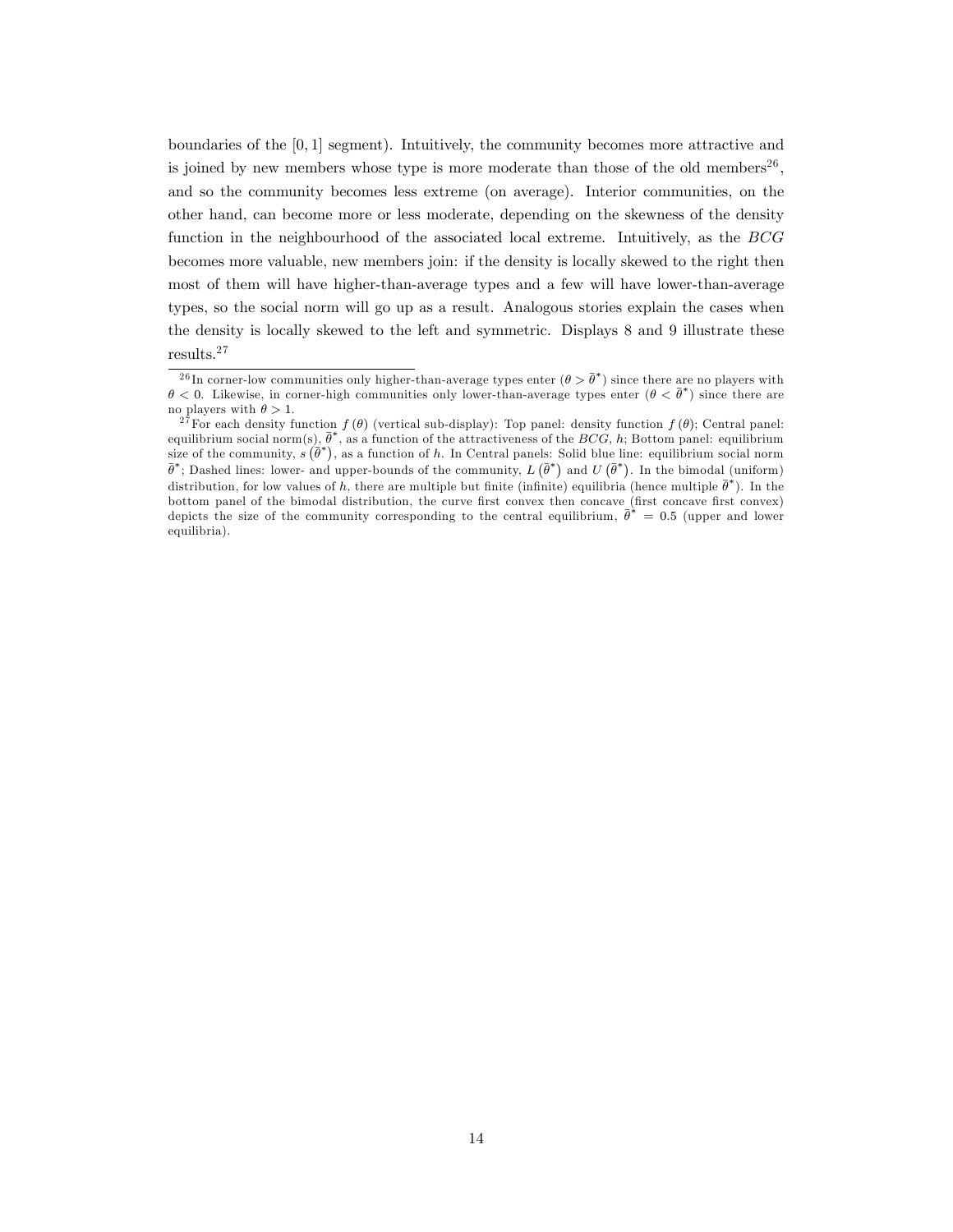boundaries of the $[0,1]$ segment). Intuitively, the community becomes more attractive and is joined by new members whose type is more moderate than those of the old members[26], and so the community becomes less extreme (on average). Interior communities, on the other hand, can become more or less moderate, depending on the skewness of the density function in the neighbourhood of the associated local extreme. Intuitively, as the *BCG* becomes more valuable, new members join: if the density is locally skewed to the right then most of them will have higher-than-average types and a few will have lower-than-average types, so the social norm will go up as a result. Analogous stories explain the cases when the density is locally skewed to the left and symmetric. Displays 8 and 9 illustrate these results.[27]

[26] In corner-low communities only higher-than-average types enter ($\theta > \bar{\theta}^*$) since there are no players with $\theta < 0$. Likewise, in corner-high communities only lower-than-average types enter ($\theta < \bar{\theta}^*$) since there are no players with $\theta > 1$.

[27] For each density function $f(\theta)$ (vertical sub-display): Top panel: density function $f(\theta)$; Central panel: equilibrium social norm(s), $\bar{\theta}^*$, as a function of the attractiveness of the *BCG*, $h$; Bottom panel: equilibrium size of the community, $s(\bar{\theta}^*)$, as a function of $h$. In Central panels: Solid blue line: equilibrium social norm $\bar{\theta}^*$; Dashed lines: lower- and upper-bounds of the community, $L(\bar{\theta}^*)$ and $U(\bar{\theta}^*)$. In the bimodal (uniform) distribution, for low values of $h$, there are multiple but finite (infinite) equilibria (hence multiple $\bar{\theta}^*$). In the bottom panel of the bimodal distribution, the curve first convex then concave (first concave first convex) depicts the size of the community corresponding to the central equilibrium, $\bar{\theta}^* = 0.5$ (upper and lower equilibria).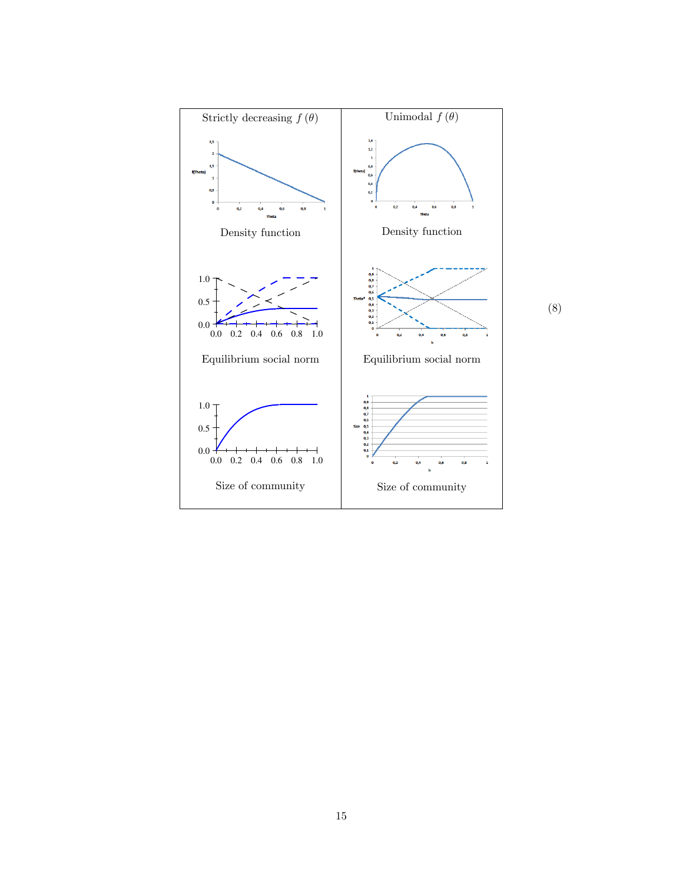| Strictly decreasing $f(\theta)$ | Unimodal $f(\theta)$ |
| --- | --- |
| Density function | Density function |
| Equilibrium social norm | Equilibrium social norm |
| Size of community | Size of community |

(8)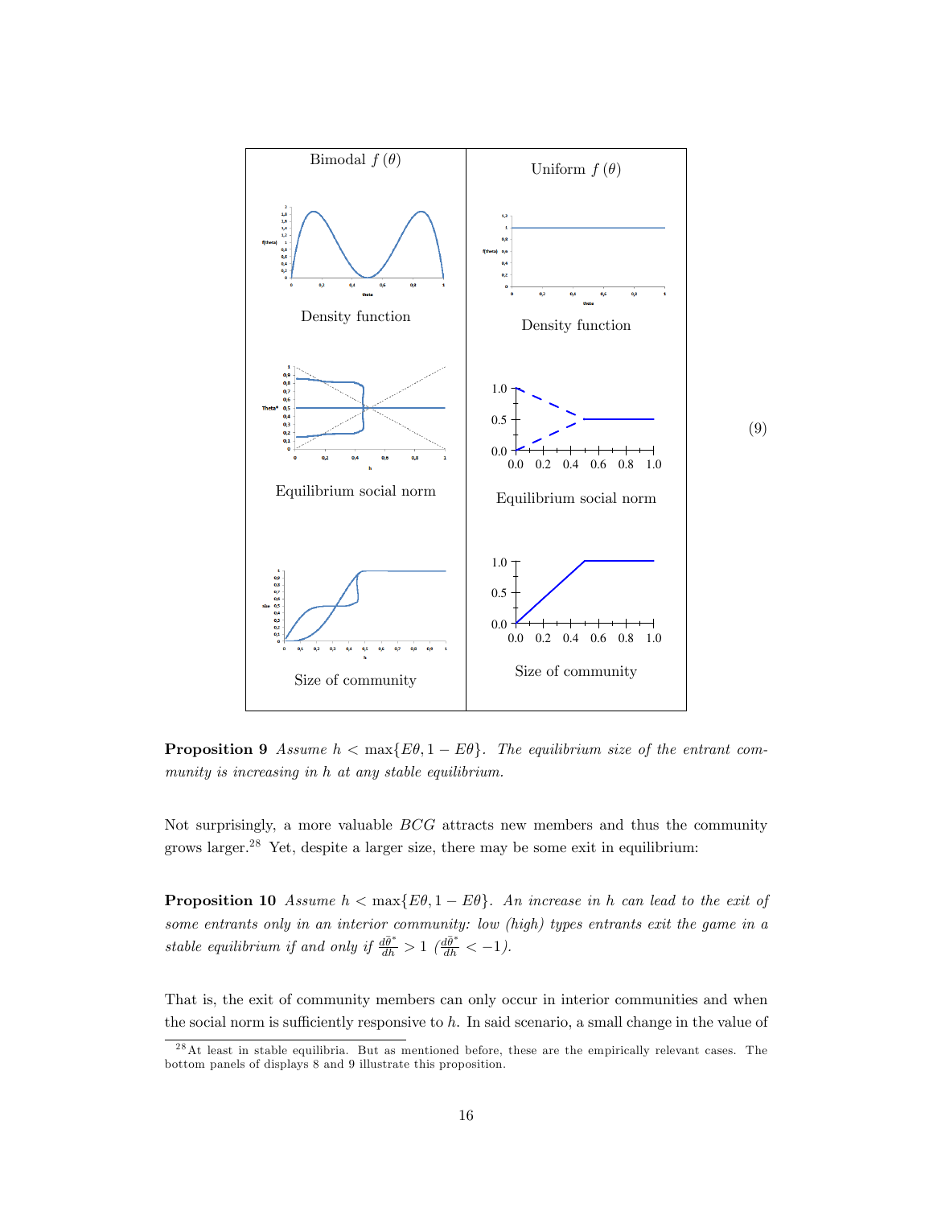| Bimodal $f(\theta)$ | Uniform $f(\theta)$ |
| --- | --- |
| Density function | Density function |
| Equilibrium social norm | Equilibrium social norm |
| Size of community | Size of community |

(9)

**Proposition 9** *Assume $h < \max\{E\theta, 1 - E\theta\}$. The equilibrium size of the entrant community is increasing in $h$ at any stable equilibrium.*

Not surprisingly, a more valuable *BCG* attracts new members and thus the community grows larger.[28] Yet, despite a larger size, there may be some exit in equilibrium:

**Proposition 10** *Assume $h < \max\{E\theta, 1 - E\theta\}$. An increase in $h$ can lead to the exit of some entrants only in an interior community: low (high) types entrants exit the game in a stable equilibrium if and only if $\frac{d\bar{\theta}^*}{dh} > 1$ ($\frac{d\bar{\theta}^*}{dh} < -1$).*

That is, the exit of community members can only occur in interior communities and when the social norm is sufficiently responsive to $h$. In said scenario, a small change in the value of

[28] At least in stable equilibria. But as mentioned before, these are the empirically relevant cases. The bottom panels of displays 8 and 9 illustrate this proposition.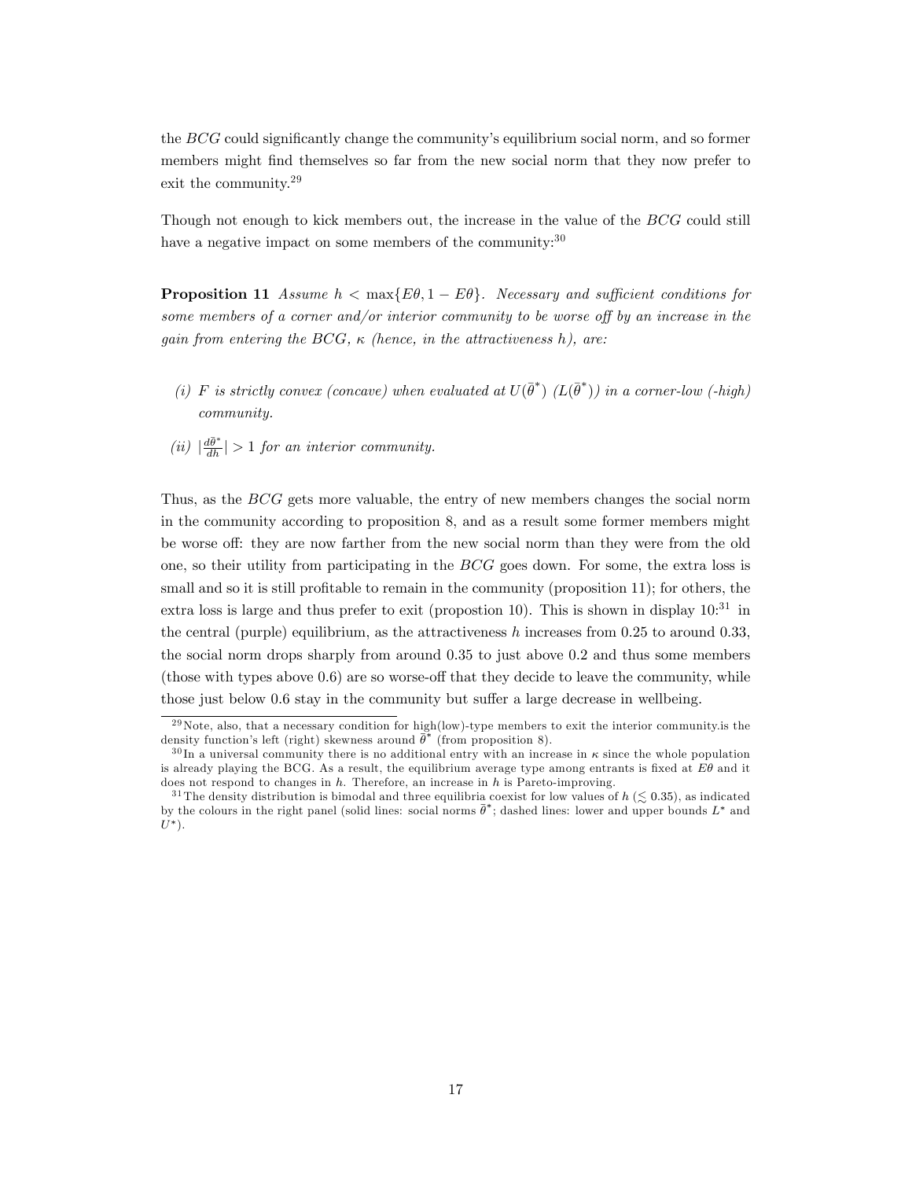the $BCG$ could significantly change the community's equilibrium social norm, and so former members might find themselves so far from the new social norm that they now prefer to exit the community.[29]

Though not enough to kick members out, the increase in the value of the $BCG$ could still have a negative impact on some members of the community:[30]

**Proposition 11** *Assume $h < \max\{E\theta, 1 - E\theta\}$. Necessary and sufficient conditions for some members of a corner and/or interior community to be worse off by an increase in the gain from entering the BCG, $\kappa$ (hence, in the attractiveness $h$), are:*

*(i) $F$ is strictly convex (concave) when evaluated at $U(\bar{\theta}^*)$ ($L(\bar{\theta}^*)$) in a corner-low (-high) community.*

*(ii) $|\frac{d\bar{\theta}^*}{dh}| > 1$ for an interior community.*

Thus, as the $BCG$ gets more valuable, the entry of new members changes the social norm in the community according to proposition 8, and as a result some former members might be worse off: they are now farther from the new social norm than they were from the old one, so their utility from participating in the $BCG$ goes down. For some, the extra loss is small and so it is still profitable to remain in the community (proposition 11); for others, the extra loss is large and thus prefer to exit (propostion 10). This is shown in display 10:[31] in the central (purple) equilibrium, as the attractiveness $h$ increases from 0.25 to around 0.33, the social norm drops sharply from around 0.35 to just above 0.2 and thus some members (those with types above 0.6) are so worse-off that they decide to leave the community, while those just below 0.6 stay in the community but suffer a large decrease in wellbeing.

[29] Note, also, that a necessary condition for high(low)-type members to exit the interior community.is the density function's left (right) skewness around $\bar{\theta}^*$ (from proposition 8).

[30] In a universal community there is no additional entry with an increase in $\kappa$ since the whole population is already playing the BCG. As a result, the equilibrium average type among entrants is fixed at $E\theta$ and it does not respond to changes in $h$. Therefore, an increase in $h$ is Pareto-improving.

[31] The density distribution is bimodal and three equilibria coexist for low values of $h$ ($\lesssim 0.35$), as indicated by the colours in the right panel (solid lines: social norms $\bar{\theta}^*$; dashed lines: lower and upper bounds $L^*$ and $U^*$).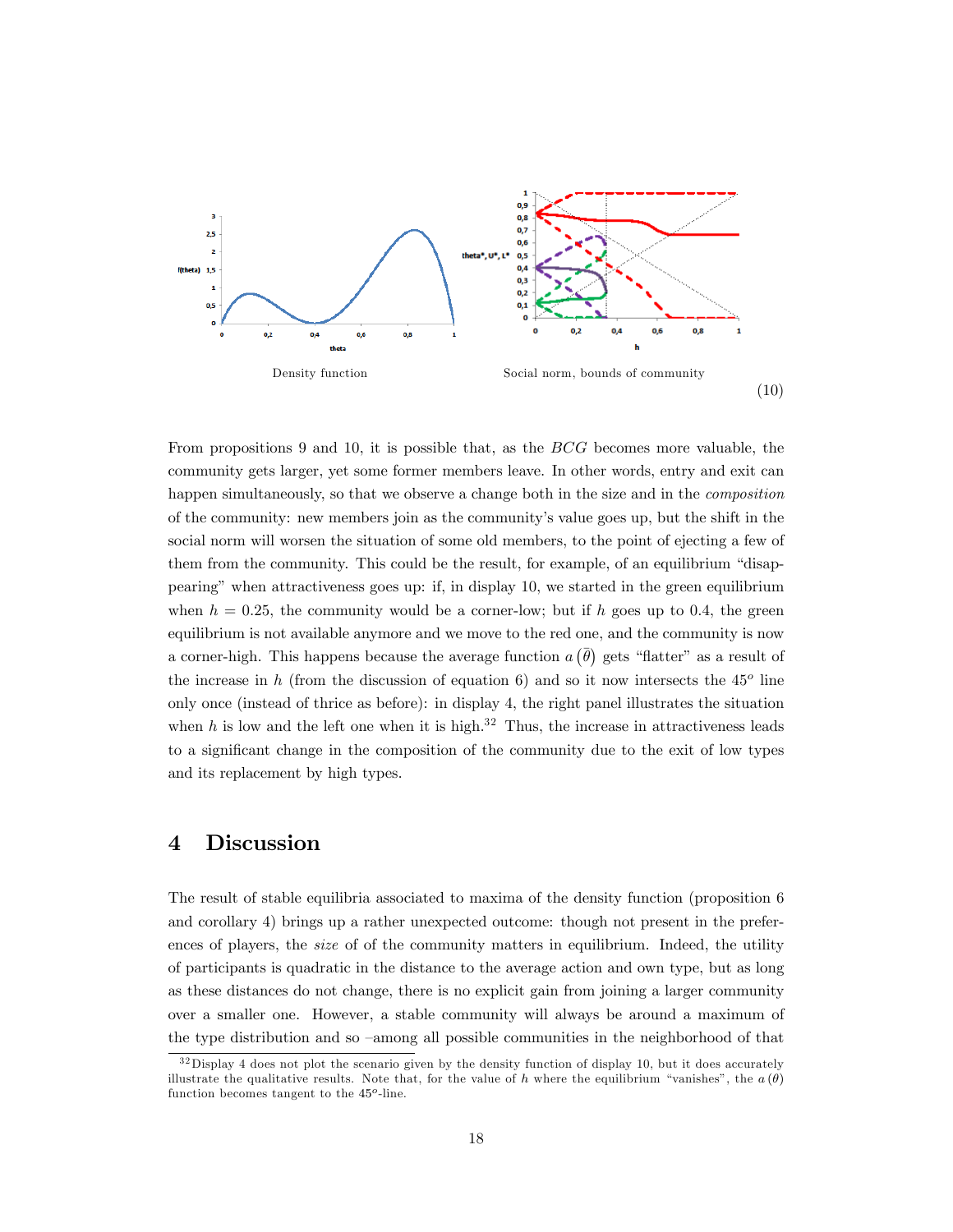Density function

Social norm, bounds of community

(10)

From propositions 9 and 10, it is possible that, as the *BCG* becomes more valuable, the community gets larger, yet some former members leave. In other words, entry and exit can happen simultaneously, so that we observe a change both in the size and in the *composition* of the community: new members join as the community's value goes up, but the shift in the social norm will worsen the situation of some old members, to the point of ejecting a few of them from the community. This could be the result, for example, of an equilibrium "disappearing" when attractiveness goes up: if, in display 10, we started in the green equilibrium when $h = 0.25$, the community would be a corner-low; but if $h$ goes up to 0.4, the green equilibrium is not available anymore and we move to the red one, and the community is now a corner-high. This happens because the average function $a(\bar{\theta})$ gets "flatter" as a result of the increase in $h$ (from the discussion of equation 6) and so it now intersects the $45^o$ line only once (instead of thrice as before): in display 4, the right panel illustrates the situation when $h$ is low and the left one when it is high.[32] Thus, the increase in attractiveness leads to a significant change in the composition of the community due to the exit of low types and its replacement by high types.

## 4 Discussion

The result of stable equilibria associated to maxima of the density function (proposition 6 and corollary 4) brings up a rather unexpected outcome: though not present in the preferences of players, the *size* of of the community matters in equilibrium. Indeed, the utility of participants is quadratic in the distance to the average action and own type, but as long as these distances do not change, there is no explicit gain from joining a larger community over a smaller one. However, a stable community will always be around a maximum of the type distribution and so –among all possible communities in the neighborhood of that

[32] Display 4 does not plot the scenario given by the density function of display 10, but it does accurately illustrate the qualitative results. Note that, for the value of $h$ where the equilibrium "vanishes", the $a(\theta)$ function becomes tangent to the $45^o$-line.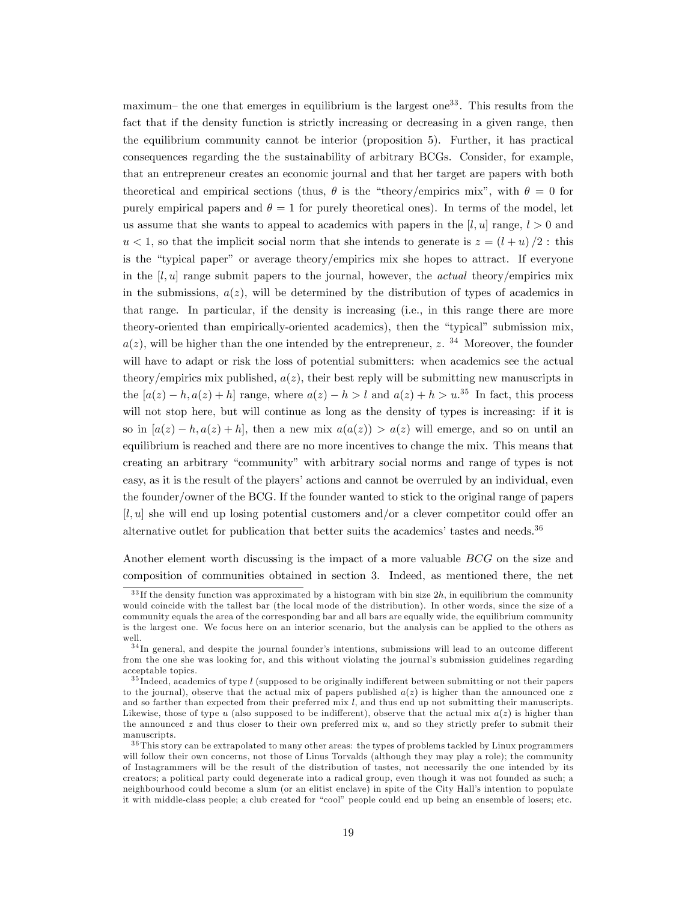maximum– the one that emerges in equilibrium is the largest one[33]. This results from the fact that if the density function is strictly increasing or decreasing in a given range, then the equilibrium community cannot be interior (proposition 5). Further, it has practical consequences regarding the the sustainability of arbitrary BCGs. Consider, for example, that an entrepreneur creates an economic journal and that her target are papers with both theoretical and empirical sections (thus, $\theta$ is the "theory/empirics mix", with $\theta = 0$ for purely empirical papers and $\theta = 1$ for purely theoretical ones). In terms of the model, let us assume that she wants to appeal to academics with papers in the $[l, u]$ range, $l > 0$ and $u < 1$, so that the implicit social norm that she intends to generate is $z = (l + u)/2$ : this is the "typical paper" or average theory/empirics mix she hopes to attract. If everyone in the $[l, u]$ range submit papers to the journal, however, the *actual* theory/empirics mix in the submissions, $a(z)$, will be determined by the distribution of types of academics in that range. In particular, if the density is increasing (i.e., in this range there are more theory-oriented than empirically-oriented academics), then the "typical" submission mix, $a(z)$, will be higher than the one intended by the entrepreneur, $z$. [34] Moreover, the founder will have to adapt or risk the loss of potential submitters: when academics see the actual theory/empirics mix published, $a(z)$, their best reply will be submitting new manuscripts in the $[a(z) - h, a(z) + h]$ range, where $a(z) - h > l$ and $a(z) + h > u$.[35] In fact, this process will not stop here, but will continue as long as the density of types is increasing: if it is so in $[a(z) - h, a(z) + h]$, then a new mix $a(a(z)) > a(z)$ will emerge, and so on until an equilibrium is reached and there are no more incentives to change the mix. This means that creating an arbitrary "community" with arbitrary social norms and range of types is not easy, as it is the result of the players' actions and cannot be overruled by an individual, even the founder/owner of the BCG. If the founder wanted to stick to the original range of papers $[l, u]$ she will end up losing potential customers and/or a clever competitor could offer an alternative outlet for publication that better suits the academics' tastes and needs.[36]

Another element worth discussing is the impact of a more valuable *BCG* on the size and composition of communities obtained in section 3. Indeed, as mentioned there, the net

---

[33] If the density function was approximated by a histogram with bin size $2h$, in equilibrium the community would coincide with the tallest bar (the local mode of the distribution). In other words, since the size of a community equals the area of the corresponding bar and all bars are equally wide, the equilibrium community is the largest one. We focus here on an interior scenario, but the analysis can be applied to the others as well.

[34] In general, and despite the journal founder's intentions, submissions will lead to an outcome different from the one she was looking for, and this without violating the journal's submission guidelines regarding acceptable topics.

[35] Indeed, academics of type $l$ (supposed to be originally indifferent between submitting or not their papers to the journal), observe that the actual mix of papers published $a(z)$ is higher than the announced one $z$ and so farther than expected from their preferred mix $l$, and thus end up not submitting their manuscripts. Likewise, those of type $u$ (also supposed to be indifferent), observe that the actual mix $a(z)$ is higher than the announced $z$ and thus closer to their own preferred mix $u$, and so they strictly prefer to submit their manuscripts.

[36] This story can be extrapolated to many other areas: the types of problems tackled by Linux programmers will follow their own concerns, not those of Linus Torvalds (although they may play a role); the community of Instagrammers will be the result of the distribution of tastes, not necessarily the one intended by its creators; a political party could degenerate into a radical group, even though it was not founded as such; a neighbourhood could become a slum (or an elitist enclave) in spite of the City Hall's intention to populate it with middle-class people; a club created for "cool" people could end up being an ensemble of losers; etc.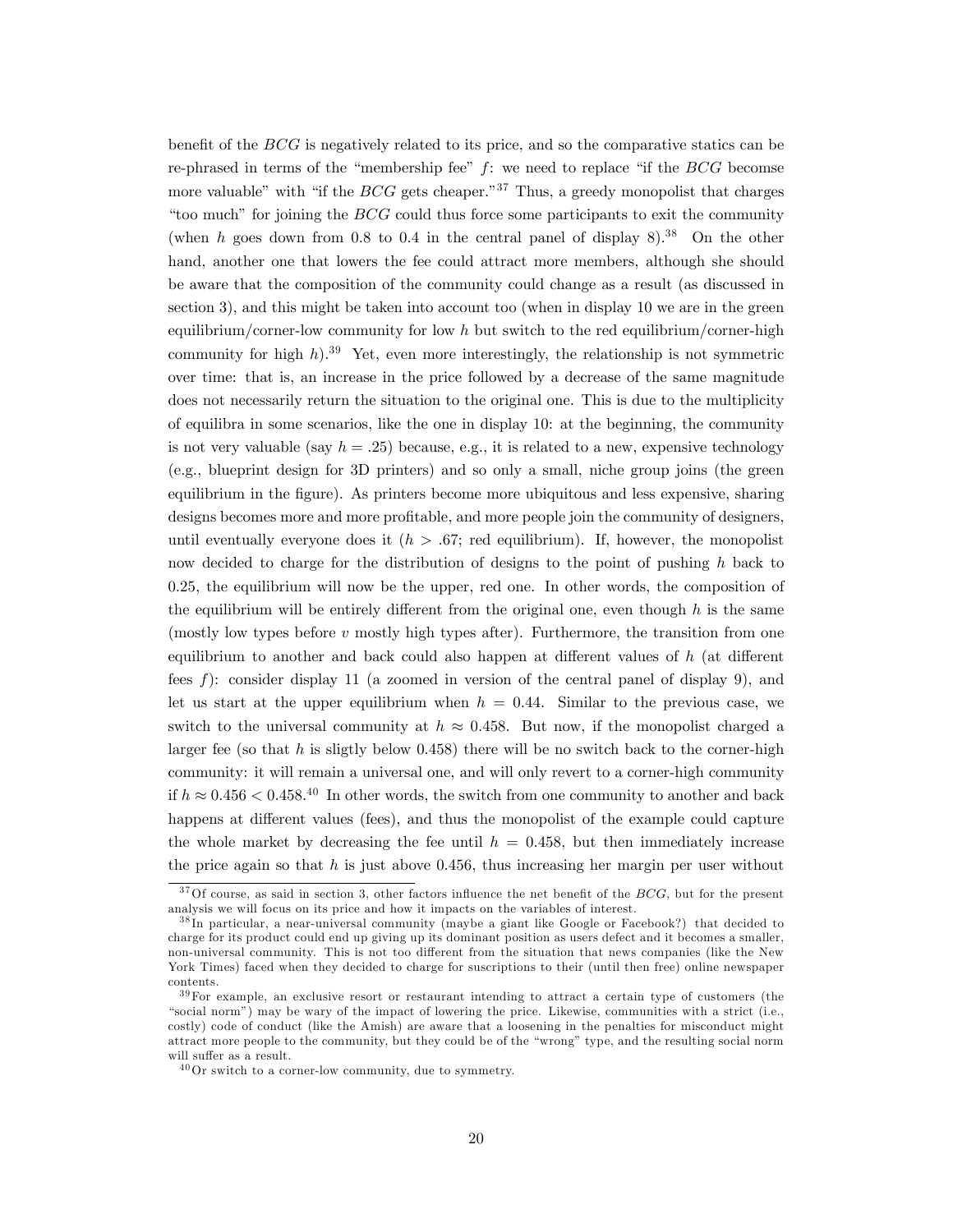benefit of the $BCG$ is negatively related to its price, and so the comparative statics can be re-phrased in terms of the "membership fee" $f$: we need to replace "if the $BCG$ becomse more valuable" with "if the $BCG$ gets cheaper."[37] Thus, a greedy monopolist that charges "too much" for joining the $BCG$ could thus force some participants to exit the community (when $h$ goes down from 0.8 to 0.4 in the central panel of display 8).[38] On the other hand, another one that lowers the fee could attract more members, although she should be aware that the composition of the community could change as a result (as discussed in section 3), and this might be taken into account too (when in display 10 we are in the green equilibrium/corner-low community for low $h$ but switch to the red equilibrium/corner-high community for high $h$).[39] Yet, even more interestingly, the relationship is not symmetric over time: that is, an increase in the price followed by a decrease of the same magnitude does not necessarily return the situation to the original one. This is due to the multiplicity of equilibra in some scenarios, like the one in display 10: at the beginning, the community is not very valuable (say $h = .25$) because, e.g., it is related to a new, expensive technology (e.g., blueprint design for 3D printers) and so only a small, niche group joins (the green equilibrium in the figure). As printers become more ubiquitous and less expensive, sharing designs becomes more and more profitable, and more people join the community of designers, until eventually everyone does it ($h > .67$; red equilibrium). If, however, the monopolist now decided to charge for the distribution of designs to the point of pushing $h$ back to 0.25, the equilibrium will now be the upper, red one. In other words, the composition of the equilibrium will be entirely different from the original one, even though $h$ is the same (mostly low types before $v$ mostly high types after). Furthermore, the transition from one equilibrium to another and back could also happen at different values of $h$ (at different fees $f$): consider display 11 (a zoomed in version of the central panel of display 9), and let us start at the upper equilibrium when $h = 0.44$. Similar to the previous case, we switch to the universal community at $h \approx 0.458$. But now, if the monopolist charged a larger fee (so that $h$ is sligtly below 0.458) there will be no switch back to the corner-high community: it will remain a universal one, and will only revert to a corner-high community if $h \approx 0.456 < 0.458$.[40] In other words, the switch from one community to another and back happens at different values (fees), and thus the monopolist of the example could capture the whole market by decreasing the fee until $h = 0.458$, but then immediately increase the price again so that $h$ is just above 0.456, thus increasing her margin per user without

---

[37] Of course, as said in section 3, other factors influence the net benefit of the $BCG$, but for the present analysis we will focus on its price and how it impacts on the variables of interest.

[38] In particular, a near-universal community (maybe a giant like Google or Facebook?) that decided to charge for its product could end up giving up its dominant position as users defect and it becomes a smaller, non-universal community. This is not too different from the situation that news companies (like the New York Times) faced when they decided to charge for suscriptions to their (until then free) online newspaper contents.

[39] For example, an exclusive resort or restaurant intending to attract a certain type of customers (the "social norm") may be wary of the impact of lowering the price. Likewise, communities with a strict (i.e., costly) code of conduct (like the Amish) are aware that a loosening in the penalties for misconduct might attract more people to the community, but they could be of the "wrong" type, and the resulting social norm will suffer as a result.

[40] Or switch to a corner-low community, due to symmetry.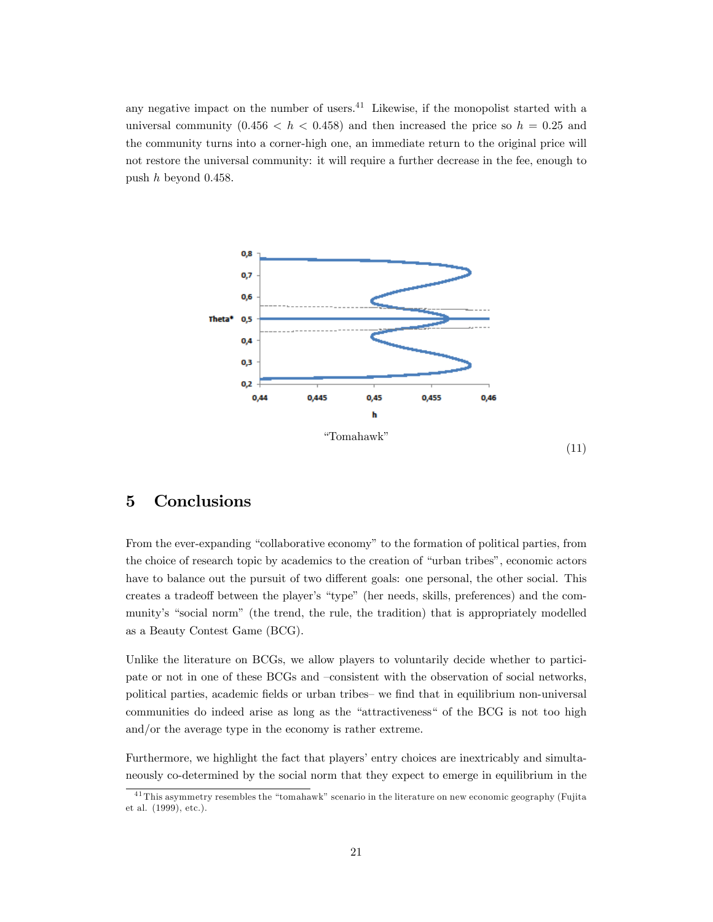any negative impact on the number of users.[41] Likewise, if the monopolist started with a universal community ($0.456 < h < 0.458$) and then increased the price so $h = 0.25$ and the community turns into a corner-high one, an immediate return to the original price will not restore the universal community: it will require a further decrease in the fee, enough to push $h$ beyond 0.458.

"Tomahawk"

(11)

# 5 Conclusions

From the ever-expanding "collaborative economy" to the formation of political parties, from the choice of research topic by academics to the creation of "urban tribes", economic actors have to balance out the pursuit of two different goals: one personal, the other social. This creates a tradeoff between the player's "type" (her needs, skills, preferences) and the community's "social norm" (the trend, the rule, the tradition) that is appropriately modelled as a Beauty Contest Game (BCG).

Unlike the literature on BCGs, we allow players to voluntarily decide whether to participate or not in one of these BCGs and –consistent with the observation of social networks, political parties, academic fields or urban tribes– we find that in equilibrium non-universal communities do indeed arise as long as the "attractiveness" of the BCG is not too high and/or the average type in the economy is rather extreme.

Furthermore, we highlight the fact that players' entry choices are inextricably and simultaneously co-determined by the social norm that they expect to emerge in equilibrium in the

[41] This asymmetry resembles the "tomahawk" scenario in the literature on new economic geography (Fujita et al. (1999), etc.).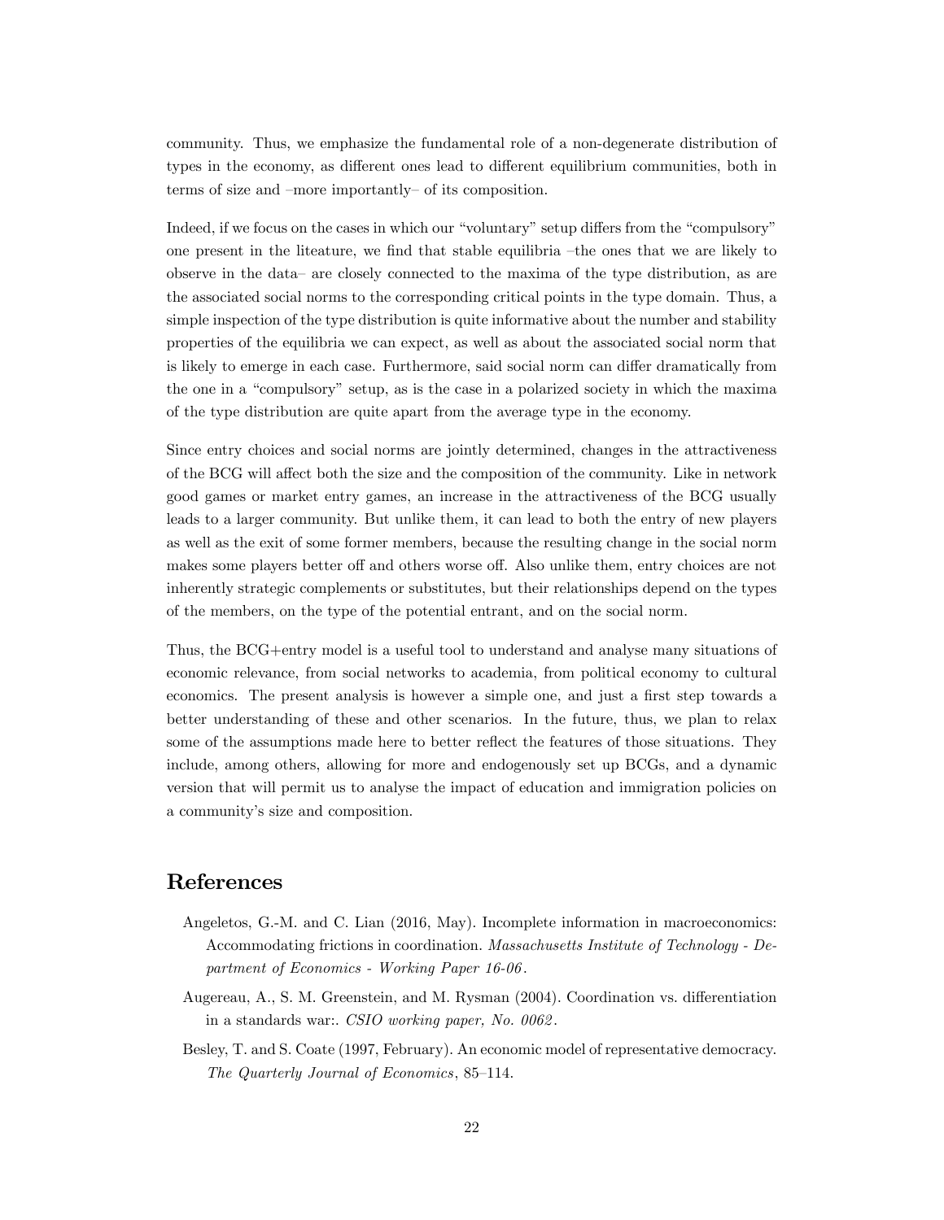community. Thus, we emphasize the fundamental role of a non-degenerate distribution of types in the economy, as different ones lead to different equilibrium communities, both in terms of size and –more importantly– of its composition.

Indeed, if we focus on the cases in which our "voluntary" setup differs from the "compulsory" one present in the liteature, we find that stable equilibria –the ones that we are likely to observe in the data– are closely connected to the maxima of the type distribution, as are the associated social norms to the corresponding critical points in the type domain. Thus, a simple inspection of the type distribution is quite informative about the number and stability properties of the equilibria we can expect, as well as about the associated social norm that is likely to emerge in each case. Furthermore, said social norm can differ dramatically from the one in a "compulsory" setup, as is the case in a polarized society in which the maxima of the type distribution are quite apart from the average type in the economy.

Since entry choices and social norms are jointly determined, changes in the attractiveness of the BCG will affect both the size and the composition of the community. Like in network good games or market entry games, an increase in the attractiveness of the BCG usually leads to a larger community. But unlike them, it can lead to both the entry of new players as well as the exit of some former members, because the resulting change in the social norm makes some players better off and others worse off. Also unlike them, entry choices are not inherently strategic complements or substitutes, but their relationships depend on the types of the members, on the type of the potential entrant, and on the social norm.

Thus, the BCG+entry model is a useful tool to understand and analyse many situations of economic relevance, from social networks to academia, from political economy to cultural economics. The present analysis is however a simple one, and just a first step towards a better understanding of these and other scenarios. In the future, thus, we plan to relax some of the assumptions made here to better reflect the features of those situations. They include, among others, allowing for more and endogenously set up BCGs, and a dynamic version that will permit us to analyse the impact of education and immigration policies on a community's size and composition.

# References

Angeletos, G.-M. and C. Lian (2016, May). Incomplete information in macroeconomics: Accommodating frictions in coordination. *Massachusetts Institute of Technology - Department of Economics - Working Paper 16-06*.

Augereau, A., S. M. Greenstein, and M. Rysman (2004). Coordination vs. differentiation in a standards war:. *CSIO working paper, No. 0062*.

Besley, T. and S. Coate (1997, February). An economic model of representative democracy. *The Quarterly Journal of Economics*, 85–114.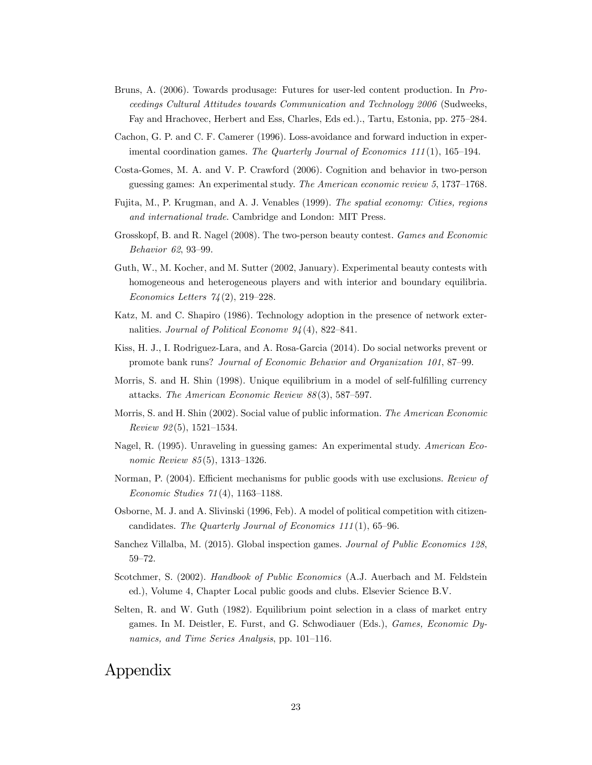Bruns, A. (2006). Towards produsage: Futures for user-led content production. In *Proceedings Cultural Attitudes towards Communication and Technology 2006* (Sudweeks, Fay and Hrachovec, Herbert and Ess, Charles, Eds ed.)., Tartu, Estonia, pp. 275–284.

Cachon, G. P. and C. F. Camerer (1996). Loss-avoidance and forward induction in experimental coordination games. *The Quarterly Journal of Economics 111*(1), 165–194.

Costa-Gomes, M. A. and V. P. Crawford (2006). Cognition and behavior in two-person guessing games: An experimental study. *The American economic review 5*, 1737–1768.

Fujita, M., P. Krugman, and A. J. Venables (1999). *The spatial economy: Cities, regions and international trade*. Cambridge and London: MIT Press.

Grosskopf, B. and R. Nagel (2008). The two-person beauty contest. *Games and Economic Behavior 62*, 93–99.

Guth, W., M. Kocher, and M. Sutter (2002, January). Experimental beauty contests with homogeneous and heterogeneous players and with interior and boundary equilibria. *Economics Letters 74*(2), 219–228.

Katz, M. and C. Shapiro (1986). Technology adoption in the presence of network externalities. *Journal of Political Economv 94*(4), 822–841.

Kiss, H. J., I. Rodriguez-Lara, and A. Rosa-Garcia (2014). Do social networks prevent or promote bank runs? *Journal of Economic Behavior and Organization 101*, 87–99.

Morris, S. and H. Shin (1998). Unique equilibrium in a model of self-fulfilling currency attacks. *The American Economic Review 88*(3), 587–597.

Morris, S. and H. Shin (2002). Social value of public information. *The American Economic Review 92*(5), 1521–1534.

Nagel, R. (1995). Unraveling in guessing games: An experimental study. *American Economic Review 85*(5), 1313–1326.

Norman, P. (2004). Efficient mechanisms for public goods with use exclusions. *Review of Economic Studies 71*(4), 1163–1188.

Osborne, M. J. and A. Slivinski (1996, Feb). A model of political competition with citizen-candidates. *The Quarterly Journal of Economics 111*(1), 65–96.

Sanchez Villalba, M. (2015). Global inspection games. *Journal of Public Economics 128*, 59–72.

Scotchmer, S. (2002). *Handbook of Public Economics* (A.J. Auerbach and M. Feldstein ed.), Volume 4, Chapter Local public goods and clubs. Elsevier Science B.V.

Selten, R. and W. Guth (1982). Equilibrium point selection in a class of market entry games. In M. Deistler, E. Furst, and G. Schwodiauer (Eds.), *Games, Economic Dynamics, and Time Series Analysis*, pp. 101–116.

# Appendix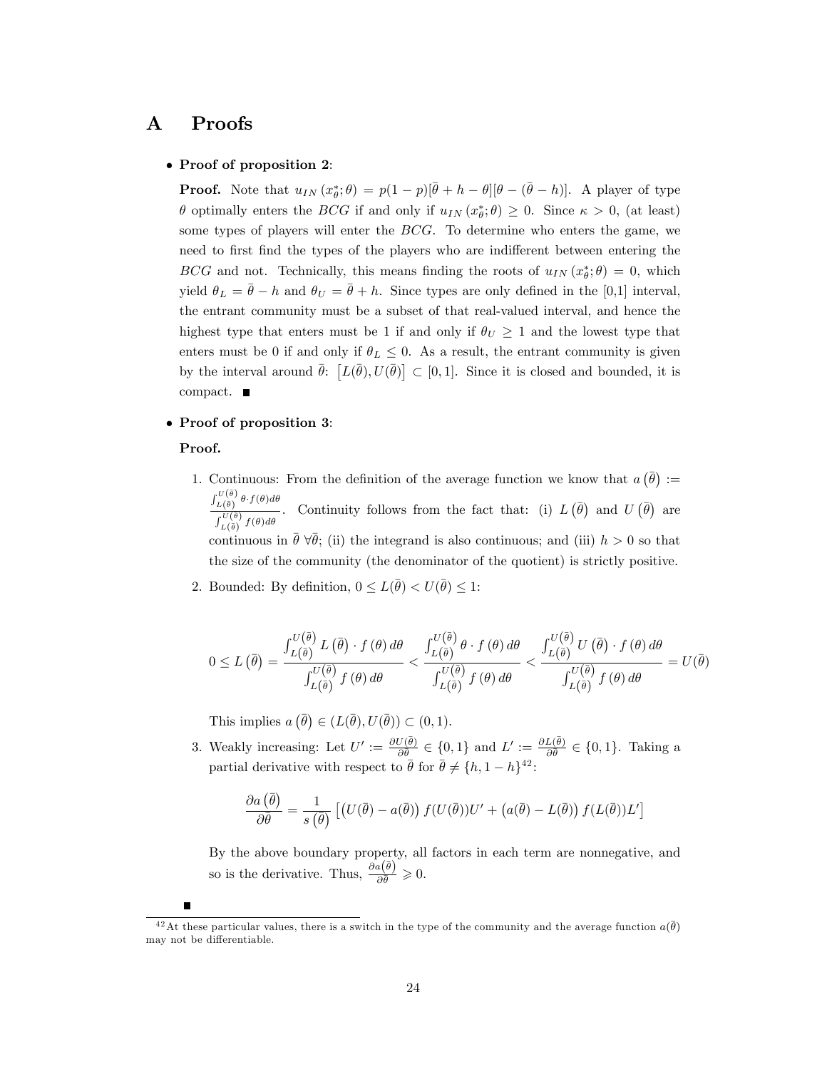# A Proofs

- **Proof of proposition 2**:

  **Proof.** Note that $u_{IN}\left(x^*_\theta;\theta\right) = p(1-p)[\bar{\theta}+h-\theta][\theta-(\bar{\theta}-h)]$. A player of type $\theta$ optimally enters the $BCG$ if and only if $u_{IN}\left(x^*_\theta;\theta\right) \geq 0$. Since $\kappa > 0$, (at least) some types of players will enter the $BCG$. To determine who enters the game, we need to first find the types of the players who are indifferent between entering the $BCG$ and not. Technically, this means finding the roots of $u_{IN}\left(x^*_\theta;\theta\right) = 0$, which yield $\theta_L = \bar{\theta} - h$ and $\theta_U = \bar{\theta} + h$. Since types are only defined in the [0,1] interval, the entrant community must be a subset of that real-valued interval, and hence the highest type that enters must be 1 if and only if $\theta_U \geq 1$ and the lowest type that enters must be 0 if and only if $\theta_L \leq 0$. As a result, the entrant community is given by the interval around $\bar{\theta}$: $\left[L(\bar{\theta}), U(\bar{\theta})\right] \subset [0,1]$. Since it is closed and bounded, it is compact. ■

- **Proof of proposition 3**:

  **Proof.**

  1. Continuous: From the definition of the average function we know that $a\left(\bar{\theta}\right) := \frac{\int_{L(\bar{\theta})}^{U(\bar{\theta})} \theta \cdot f(\theta)d\theta}{\int_{L(\bar{\theta})}^{U(\bar{\theta})} f(\theta)d\theta}$. Continuity follows from the fact that: (i) $L\left(\bar{\theta}\right)$ and $U\left(\bar{\theta}\right)$ are continuous in $\bar{\theta}$ $\forall \bar{\theta}$; (ii) the integrand is also continuous; and (iii) $h > 0$ so that the size of the community (the denominator of the quotient) is strictly positive.

  2. Bounded: By definition, $0 \leq L(\bar{\theta}) < U(\bar{\theta}) \leq 1$:

  $$0 \leq L\left(\bar{\theta}\right) = \frac{\int_{L(\bar{\theta})}^{U(\bar{\theta})} L\left(\bar{\theta}\right) \cdot f\left(\theta\right) d\theta}{\int_{L(\bar{\theta})}^{U(\bar{\theta})} f\left(\theta\right) d\theta} < \frac{\int_{L(\bar{\theta})}^{U(\bar{\theta})} \theta \cdot f\left(\theta\right) d\theta}{\int_{L(\bar{\theta})}^{U(\bar{\theta})} f\left(\theta\right) d\theta} < \frac{\int_{L(\bar{\theta})}^{U(\bar{\theta})} U\left(\bar{\theta}\right) \cdot f\left(\theta\right) d\theta}{\int_{L(\bar{\theta})}^{U(\bar{\theta})} f\left(\theta\right) d\theta} = U(\bar{\theta})$$

  This implies $a\left(\bar{\theta}\right) \in (L(\bar{\theta}), U(\bar{\theta})) \subset (0,1)$.

  3. Weakly increasing: Let $U' := \frac{\partial U(\bar{\theta})}{\partial \bar{\theta}} \in \{0,1\}$ and $L' := \frac{\partial L(\bar{\theta})}{\partial \bar{\theta}} \in \{0,1\}$. Taking a partial derivative with respect to $\bar{\theta}$ for $\bar{\theta} \neq \{h, 1-h\}$[42]:

  $$\frac{\partial a\left(\bar{\theta}\right)}{\partial \bar{\theta}} = \frac{1}{s\left(\bar{\theta}\right)} \left[\left(U(\bar{\theta}) - a(\bar{\theta})\right) f(U(\bar{\theta}))U' + \left(a(\bar{\theta}) - L(\bar{\theta})\right) f(L(\bar{\theta}))L'\right]$$

  By the above boundary property, all factors in each term are nonnegative, and so is the derivative. Thus, $\frac{\partial a(\bar{\theta})}{\partial \bar{\theta}} \geqslant 0$.

  ■

[42] At these particular values, there is a switch in the type of the community and the average function $a(\bar{\theta})$ may not be differentiable.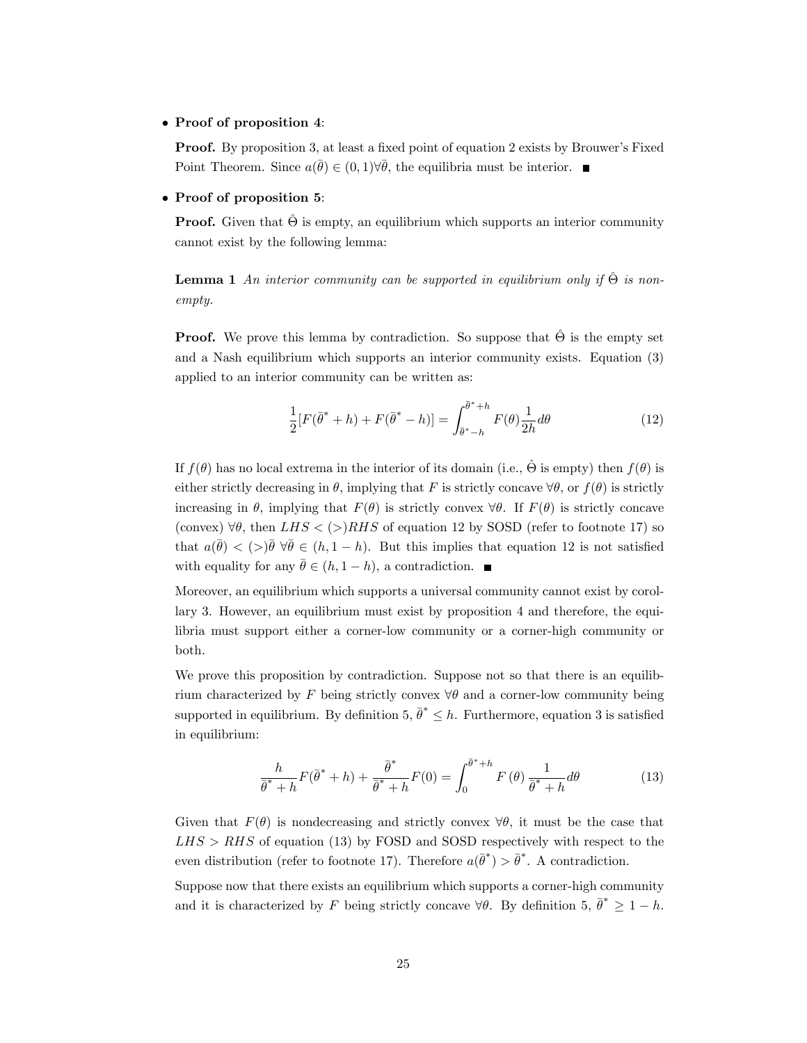- **Proof of proposition 4**:

  **Proof.** By proposition 3, at least a fixed point of equation 2 exists by Brouwer's Fixed Point Theorem. Since $a(\bar{\theta}) \in (0,1) \forall \bar{\theta}$, the equilibria must be interior. ■

- **Proof of proposition 5**:

  **Proof.** Given that $\hat{\Theta}$ is empty, an equilibrium which supports an interior community cannot exist by the following lemma:

  **Lemma 1** *An interior community can be supported in equilibrium only if $\hat{\Theta}$ is non-empty.*

  **Proof.** We prove this lemma by contradiction. So suppose that $\hat{\Theta}$ is the empty set and a Nash equilibrium which supports an interior community exists. Equation (3) applied to an interior community can be written as:

$$\frac{1}{2}[F(\bar{\theta}^* + h) + F(\bar{\theta}^* - h)] = \int_{\bar{\theta}^* - h}^{\bar{\theta}^* + h} F(\theta) \frac{1}{2h} d\theta \tag{12}$$

  If $f(\theta)$ has no local extrema in the interior of its domain (i.e., $\hat{\Theta}$ is empty) then $f(\theta)$ is either strictly decreasing in $\theta$, implying that $F$ is strictly concave $\forall \theta$, or $f(\theta)$ is strictly increasing in $\theta$, implying that $F(\theta)$ is strictly convex $\forall \theta$. If $F(\theta)$ is strictly concave (convex) $\forall \theta$, then $LHS < (>) RHS$ of equation 12 by SOSD (refer to footnote 17) so that $a(\bar{\theta}) < (>) \bar{\theta} \ \forall \bar{\theta} \in (h, 1-h)$. But this implies that equation 12 is not satisfied with equality for any $\bar{\theta} \in (h, 1-h)$, a contradiction. ■

  Moreover, an equilibrium which supports a universal community cannot exist by corollary 3. However, an equilibrium must exist by proposition 4 and therefore, the equilibria must support either a corner-low community or a corner-high community or both.

  We prove this proposition by contradiction. Suppose not so that there is an equilibrium characterized by $F$ being strictly convex $\forall \theta$ and a corner-low community being supported in equilibrium. By definition 5, $\bar{\theta}^* \leq h$. Furthermore, equation 3 is satisfied in equilibrium:

$$\frac{h}{\bar{\theta}^* + h} F(\bar{\theta}^* + h) + \frac{\bar{\theta}^*}{\bar{\theta}^* + h} F(0) = \int_0^{\bar{\theta}^* + h} F(\theta) \frac{1}{\bar{\theta}^* + h} d\theta \tag{13}$$

  Given that $F(\theta)$ is nondecreasing and strictly convex $\forall \theta$, it must be the case that $LHS > RHS$ of equation (13) by FOSD and SOSD respectively with respect to the even distribution (refer to footnote 17). Therefore $a(\bar{\theta}^*) > \bar{\theta}^*$. A contradiction.

  Suppose now that there exists an equilibrium which supports a corner-high community and it is characterized by $F$ being strictly concave $\forall \theta$. By definition 5, $\bar{\theta}^* \geq 1 - h$.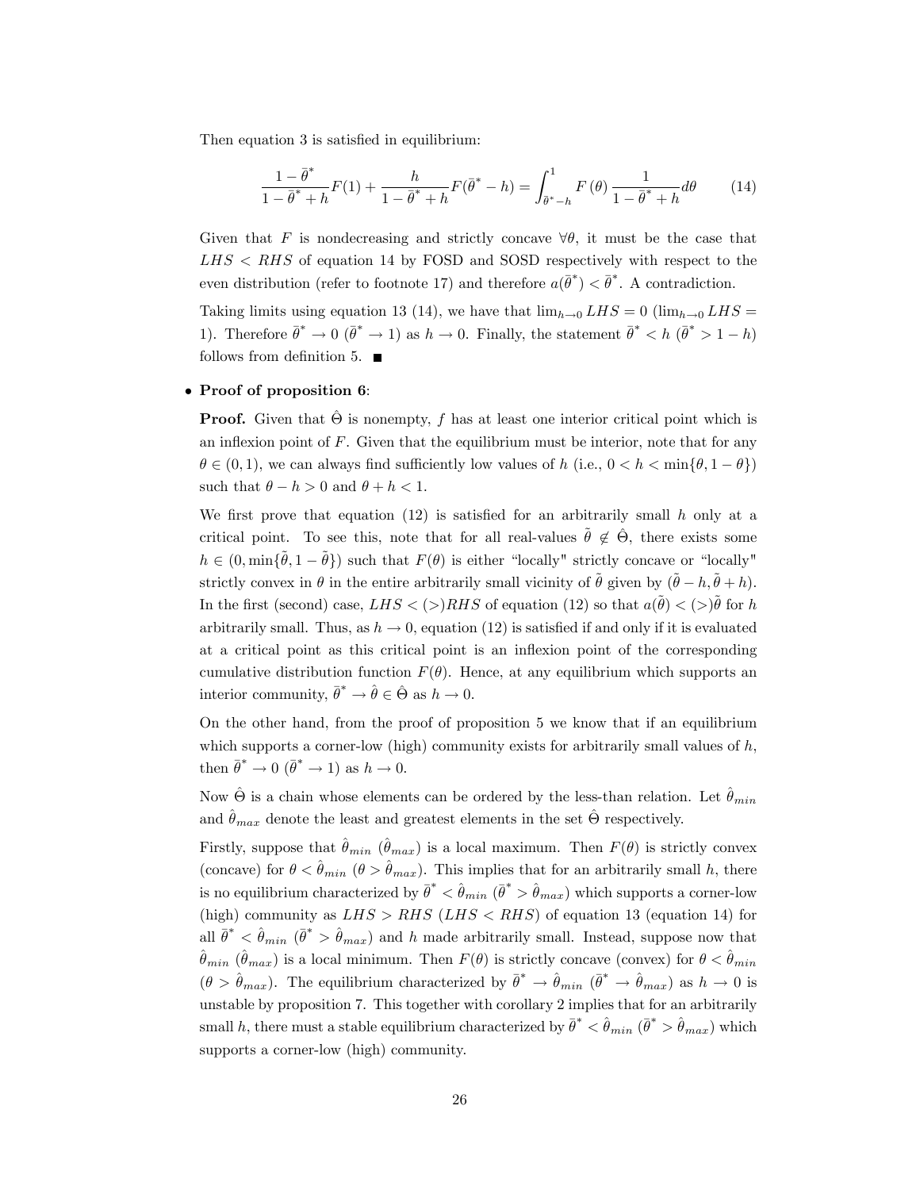Then equation 3 is satisfied in equilibrium:

$$\frac{1-\bar{\theta}^*}{1-\bar{\theta}^*+h}F(1)+\frac{h}{1-\bar{\theta}^*+h}F(\bar{\theta}^*-h)=\int_{\bar{\theta}^*-h}^{1}F(\theta)\frac{1}{1-\bar{\theta}^*+h}d\theta \tag{14}$$

Given that $F$ is nondecreasing and strictly concave $\forall\theta$, it must be the case that $LHS < RHS$ of equation 14 by FOSD and SOSD respectively with respect to the even distribution (refer to footnote 17) and therefore $a(\bar{\theta}^*) < \bar{\theta}^*$. A contradiction.

Taking limits using equation 13 (14), we have that $\lim_{h\to 0} LHS = 0$ ($\lim_{h\to 0} LHS = 1$). Therefore $\bar{\theta}^* \to 0$ ($\bar{\theta}^* \to 1$) as $h \to 0$. Finally, the statement $\bar{\theta}^* < h$ ($\bar{\theta}^* > 1-h$) follows from definition 5. ■

- **Proof of proposition 6**:

**Proof.** Given that $\hat{\Theta}$ is nonempty, $f$ has at least one interior critical point which is an inflexion point of $F$. Given that the equilibrium must be interior, note that for any $\theta \in (0,1)$, we can always find sufficiently low values of $h$ (i.e., $0 < h < \min\{\theta, 1-\theta\}$) such that $\theta - h > 0$ and $\theta + h < 1$.

We first prove that equation (12) is satisfied for an arbitrarily small $h$ only at a critical point. To see this, note that for all real-values $\tilde{\theta} \notin \hat{\Theta}$, there exists some $h \in (0, \min\{\tilde{\theta}, 1-\tilde{\theta}\})$ such that $F(\theta)$ is either "locally" strictly concave or "locally" strictly convex in $\theta$ in the entire arbitrarily small vicinity of $\tilde{\theta}$ given by $(\tilde{\theta}-h, \tilde{\theta}+h)$. In the first (second) case, $LHS < (>) RHS$ of equation (12) so that $a(\tilde{\theta}) < (>) \tilde{\theta}$ for $h$ arbitrarily small. Thus, as $h \to 0$, equation (12) is satisfied if and only if it is evaluated at a critical point as this critical point is an inflexion point of the corresponding cumulative distribution function $F(\theta)$. Hence, at any equilibrium which supports an interior community, $\bar{\theta}^* \to \hat{\theta} \in \hat{\Theta}$ as $h \to 0$.

On the other hand, from the proof of proposition 5 we know that if an equilibrium which supports a corner-low (high) community exists for arbitrarily small values of $h$, then $\bar{\theta}^* \to 0$ ($\bar{\theta}^* \to 1$) as $h \to 0$.

Now $\hat{\Theta}$ is a chain whose elements can be ordered by the less-than relation. Let $\hat{\theta}_{min}$ and $\hat{\theta}_{max}$ denote the least and greatest elements in the set $\hat{\Theta}$ respectively.

Firstly, suppose that $\hat{\theta}_{min}$ ($\hat{\theta}_{max}$) is a local maximum. Then $F(\theta)$ is strictly convex (concave) for $\theta < \hat{\theta}_{min}$ ($\theta > \hat{\theta}_{max}$). This implies that for an arbitrarily small $h$, there is no equilibrium characterized by $\bar{\theta}^* < \hat{\theta}_{min}$ ($\bar{\theta}^* > \hat{\theta}_{max}$) which supports a corner-low (high) community as $LHS > RHS$ ($LHS < RHS$) of equation 13 (equation 14) for all $\bar{\theta}^* < \hat{\theta}_{min}$ ($\bar{\theta}^* > \hat{\theta}_{max}$) and $h$ made arbitrarily small. Instead, suppose now that $\hat{\theta}_{min}$ ($\hat{\theta}_{max}$) is a local minimum. Then $F(\theta)$ is strictly concave (convex) for $\theta < \hat{\theta}_{min}$ ($\theta > \hat{\theta}_{max}$). The equilibrium characterized by $\bar{\theta}^* \to \hat{\theta}_{min}$ ($\bar{\theta}^* \to \hat{\theta}_{max}$) as $h \to 0$ is unstable by proposition 7. This together with corollary 2 implies that for an arbitrarily small $h$, there must a stable equilibrium characterized by $\bar{\theta}^* < \hat{\theta}_{min}$ ($\bar{\theta}^* > \hat{\theta}_{max}$) which supports a corner-low (high) community.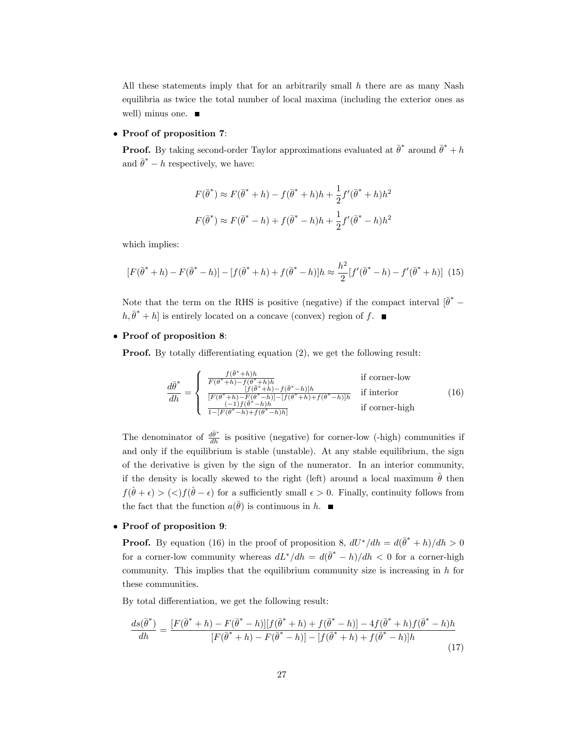All these statements imply that for an arbitrarily small $h$ there are as many Nash equilibria as twice the total number of local maxima (including the exterior ones as well) minus one. ■

- **Proof of proposition 7**:

  **Proof.** By taking second-order Taylor approximations evaluated at $\bar{\theta}^*$ around $\bar{\theta}^* + h$ and $\bar{\theta}^* - h$ respectively, we have:

$$F(\bar{\theta}^*) \approx F(\bar{\theta}^* + h) - f(\bar{\theta}^* + h)h + \frac{1}{2}f'(\bar{\theta}^* + h)h^2$$

$$F(\bar{\theta}^*) \approx F(\bar{\theta}^* - h) + f(\bar{\theta}^* - h)h + \frac{1}{2}f'(\bar{\theta}^* - h)h^2$$

  which implies:

$$[F(\bar{\theta}^* + h) - F(\bar{\theta}^* - h)] - [f(\bar{\theta}^* + h) + f(\bar{\theta}^* - h)]h \approx \frac{h^2}{2}[f'(\bar{\theta}^* - h) - f'(\bar{\theta}^* + h)] \quad (15)$$

  Note that the term on the RHS is positive (negative) if the compact interval $[\bar{\theta}^* - h, \bar{\theta}^* + h]$ is entirely located on a concave (convex) region of $f$. ■

- **Proof of proposition 8**:

  **Proof.** By totally differentiating equation (2), we get the following result:

$$\frac{d\bar{\theta}^*}{dh} = \begin{cases} \frac{f(\bar{\theta}^*+h)h}{F(\theta^*+h)-f(\theta^*+h)h} & \text{if corner-low} \\ \frac{[f(\bar{\theta}^*+h)-f(\bar{\theta}^*-h)]h}{[F(\theta^*+h)-F(\theta^*-h)]-[f(\theta^*+h)+f(\theta^*-h)]h} & \text{if interior} \\ \frac{(-1)f(\bar{\theta}^*-h)h}{1-[F(\theta^*-h)+f(\theta^*-h)h]} & \text{if corner-high} \end{cases} \quad (16)$$

  The denominator of $\frac{d\bar{\theta}^*}{dh}$ is positive (negative) for corner-low (-high) communities if and only if the equilibrium is stable (unstable). At any stable equilibrium, the sign of the derivative is given by the sign of the numerator. In an interior community, if the density is locally skewed to the right (left) around a local maximum $\hat{\theta}$ then $f(\hat{\theta} + \epsilon) > (<) f(\hat{\theta} - \epsilon)$ for a sufficiently small $\epsilon > 0$. Finally, continuity follows from the fact that the function $a(\bar{\theta})$ is continuous in $h$. ■

- **Proof of proposition 9**:

  **Proof.** By equation (16) in the proof of proposition 8, $dU^*/dh = d(\bar{\theta}^* + h)/dh > 0$ for a corner-low community whereas $dL^*/dh = d(\bar{\theta}^* - h)/dh < 0$ for a corner-high community. This implies that the equilibrium community size is increasing in $h$ for these communities.

  By total differentiation, we get the following result:

$$\frac{ds(\bar{\theta}^*)}{dh} = \frac{[F(\bar{\theta}^* + h) - F(\bar{\theta}^* - h)][f(\bar{\theta}^* + h) + f(\bar{\theta}^* - h)] - 4f(\bar{\theta}^* + h)f(\bar{\theta}^* - h)h}{[F(\bar{\theta}^* + h) - F(\bar{\theta}^* - h)] - [f(\bar{\theta}^* + h) + f(\bar{\theta}^* - h)]h} \quad (17)$$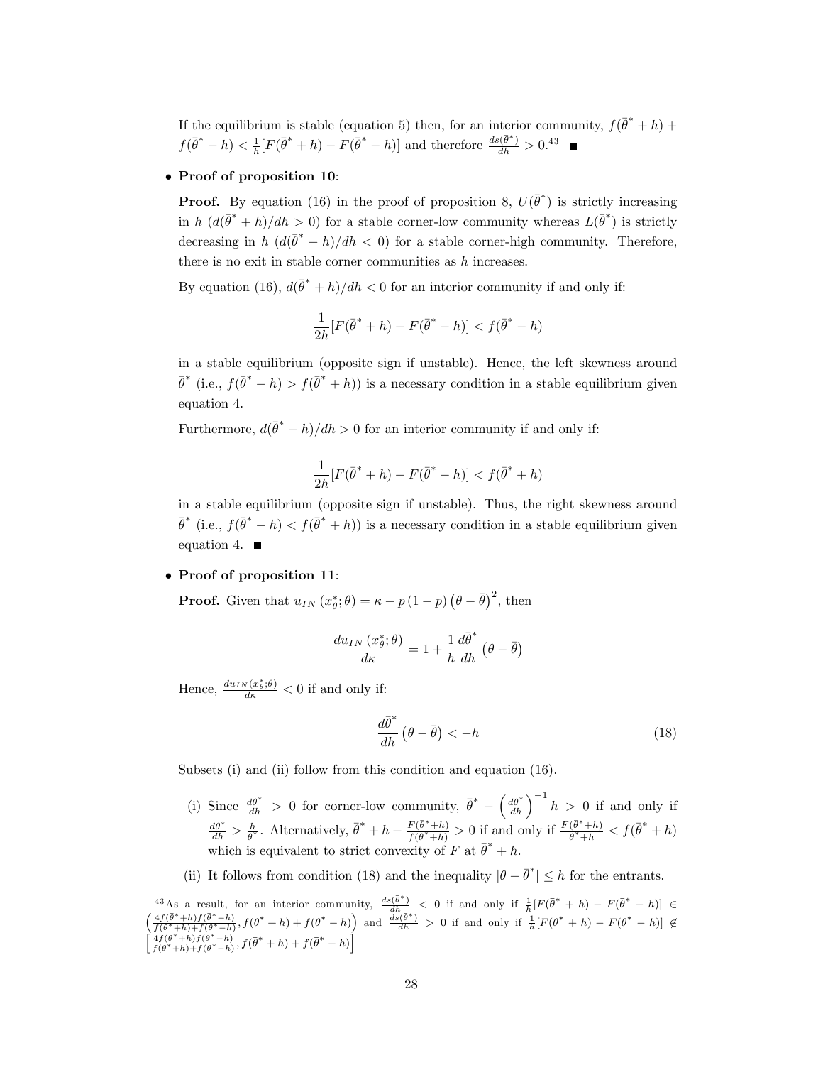If the equilibrium is stable (equation 5) then, for an interior community, $f(\bar{\theta}^* + h) + f(\bar{\theta}^* - h) < \frac{1}{h}[F(\bar{\theta}^* + h) - F(\bar{\theta}^* - h)]$ and therefore $\frac{ds(\bar{\theta}^*)}{dh} > 0$.[43] ■

- **Proof of proposition 10**:

  **Proof.** By equation (16) in the proof of proposition 8, $U(\bar{\theta}^*)$ is strictly increasing in $h$ ($d(\bar{\theta}^* + h)/dh > 0$) for a stable corner-low community whereas $L(\bar{\theta}^*)$ is strictly decreasing in $h$ ($d(\bar{\theta}^* - h)/dh < 0$) for a stable corner-high community. Therefore, there is no exit in stable corner communities as $h$ increases.

  By equation (16), $d(\bar{\theta}^* + h)/dh < 0$ for an interior community if and only if:

  $$\frac{1}{2h}[F(\bar{\theta}^* + h) - F(\bar{\theta}^* - h)] < f(\bar{\theta}^* - h)$$

  in a stable equilibrium (opposite sign if unstable). Hence, the left skewness around $\bar{\theta}^*$ (i.e., $f(\bar{\theta}^* - h) > f(\bar{\theta}^* + h)$) is a necessary condition in a stable equilibrium given equation 4.

  Furthermore, $d(\bar{\theta}^* - h)/dh > 0$ for an interior community if and only if:

  $$\frac{1}{2h}[F(\bar{\theta}^* + h) - F(\bar{\theta}^* - h)] < f(\bar{\theta}^* + h)$$

  in a stable equilibrium (opposite sign if unstable). Thus, the right skewness around $\bar{\theta}^*$ (i.e., $f(\bar{\theta}^* - h) < f(\bar{\theta}^* + h)$) is a necessary condition in a stable equilibrium given equation 4. ■

- **Proof of proposition 11**:

  **Proof.** Given that $u_{IN}(x^*_\theta; \theta) = \kappa - p(1-p)(\theta - \bar{\theta})^2$, then

  $$\frac{du_{IN}(x^*_\theta; \theta)}{d\kappa} = 1 + \frac{1}{h}\frac{d\bar{\theta}^*}{dh}(\theta - \bar{\theta})$$

  Hence, $\frac{du_{IN}(x^*_\theta;\theta)}{d\kappa} < 0$ if and only if:

  $$\frac{d\bar{\theta}^*}{dh}(\theta - \bar{\theta}) < -h \tag{18}$$

  Subsets (i) and (ii) follow from this condition and equation (16).

  (i) Since $\frac{d\bar{\theta}^*}{dh} > 0$ for corner-low community, $\bar{\theta}^* - \left(\frac{d\bar{\theta}^*}{dh}\right)^{-1} h > 0$ if and only if $\frac{d\bar{\theta}^*}{dh} > \frac{h}{\bar{\theta}^*}$. Alternatively, $\bar{\theta}^* + h - \frac{F(\bar{\theta}^*+h)}{f(\theta^*+h)} > 0$ if and only if $\frac{F(\bar{\theta}^*+h)}{\theta^*+h} < f(\bar{\theta}^* + h)$ which is equivalent to strict convexity of $F$ at $\bar{\theta}^* + h$.

  (ii) It follows from condition (18) and the inequality $|\theta - \bar{\theta}^*| \leq h$ for the entrants.

[43] As a result, for an interior community, $\frac{ds(\bar{\theta}^*)}{dh} < 0$ if and only if $\frac{1}{h}[F(\bar{\theta}^* + h) - F(\bar{\theta}^* - h)] \in \left(\frac{4f(\bar{\theta}^*+h)f(\bar{\theta}^*-h)}{f(\theta^*+h)+f(\theta^*-h)}, f(\bar{\theta}^* + h) + f(\bar{\theta}^* - h)\right)$ and $\frac{ds(\bar{\theta}^*)}{dh} > 0$ if and only if $\frac{1}{h}[F(\bar{\theta}^* + h) - F(\bar{\theta}^* - h)] \notin \left[\frac{4f(\bar{\theta}^*+h)f(\bar{\theta}^*-h)}{f(\theta^*+h)+f(\theta^*-h)}, f(\bar{\theta}^* + h) + f(\bar{\theta}^* - h)\right]$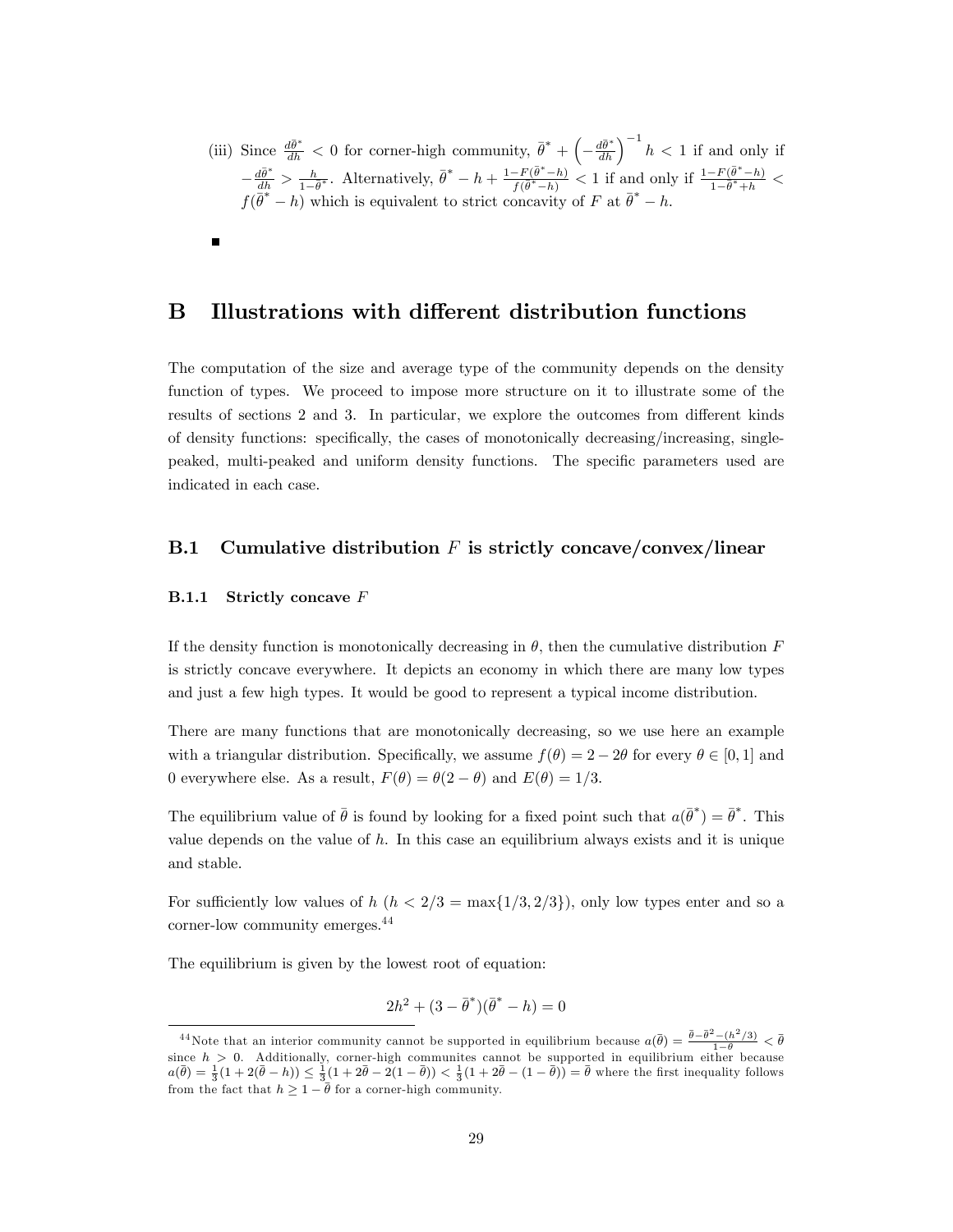(iii) Since $\frac{d\bar{\theta}^*}{dh} < 0$ for corner-high community, $\bar{\theta}^* + \left(-\frac{d\bar{\theta}^*}{dh}\right)^{-1} h < 1$ if and only if $-\frac{d\bar{\theta}^*}{dh} > \frac{h}{1-\bar{\theta}^*}$. Alternatively, $\bar{\theta}^* - h + \frac{1-F(\bar{\theta}^*-h)}{f(\bar{\theta}^*-h)} < 1$ if and only if $\frac{1-F(\bar{\theta}^*-h)}{1-\bar{\theta}^*+h} < f(\bar{\theta}^* - h)$ which is equivalent to strict concavity of $F$ at $\bar{\theta}^* - h$.

■

# B Illustrations with different distribution functions

The computation of the size and average type of the community depends on the density function of types. We proceed to impose more structure on it to illustrate some of the results of sections 2 and 3. In particular, we explore the outcomes from different kinds of density functions: specifically, the cases of monotonically decreasing/increasing, single-peaked, multi-peaked and uniform density functions. The specific parameters used are indicated in each case.

## B.1 Cumulative distribution $F$ is strictly concave/convex/linear

### B.1.1 Strictly concave $F$

If the density function is monotonically decreasing in $\theta$, then the cumulative distribution $F$ is strictly concave everywhere. It depicts an economy in which there are many low types and just a few high types. It would be good to represent a typical income distribution.

There are many functions that are monotonically decreasing, so we use here an example with a triangular distribution. Specifically, we assume $f(\theta) = 2 - 2\theta$ for every $\theta \in [0, 1]$ and 0 everywhere else. As a result, $F(\theta) = \theta(2 - \theta)$ and $E(\theta) = 1/3$.

The equilibrium value of $\bar{\theta}$ is found by looking for a fixed point such that $a(\bar{\theta}^*) = \bar{\theta}^*$. This value depends on the value of $h$. In this case an equilibrium always exists and it is unique and stable.

For sufficiently low values of $h$ ($h < 2/3 = \max\{1/3, 2/3\}$), only low types enter and so a corner-low community emerges.[44]

The equilibrium is given by the lowest root of equation:

$$2h^2 + (3 - \bar{\theta}^*)(\bar{\theta}^* - h) = 0$$

[44] Note that an interior community cannot be supported in equilibrium because $a(\bar{\theta}) = \frac{\bar{\theta}-\bar{\theta}^2-(h^2/3)}{1-\theta} < \bar{\theta}$ since $h > 0$. Additionally, corner-high communites cannot be supported in equilibrium either because $a(\bar{\theta}) = \frac{1}{3}(1 + 2(\bar{\theta} - h)) \leq \frac{1}{3}(1 + 2\bar{\theta} - 2(1 - \bar{\theta})) < \frac{1}{3}(1 + 2\bar{\theta} - (1 - \bar{\theta})) = \bar{\theta}$ where the first inequality follows from the fact that $h \geq 1 - \bar{\theta}$ for a corner-high community.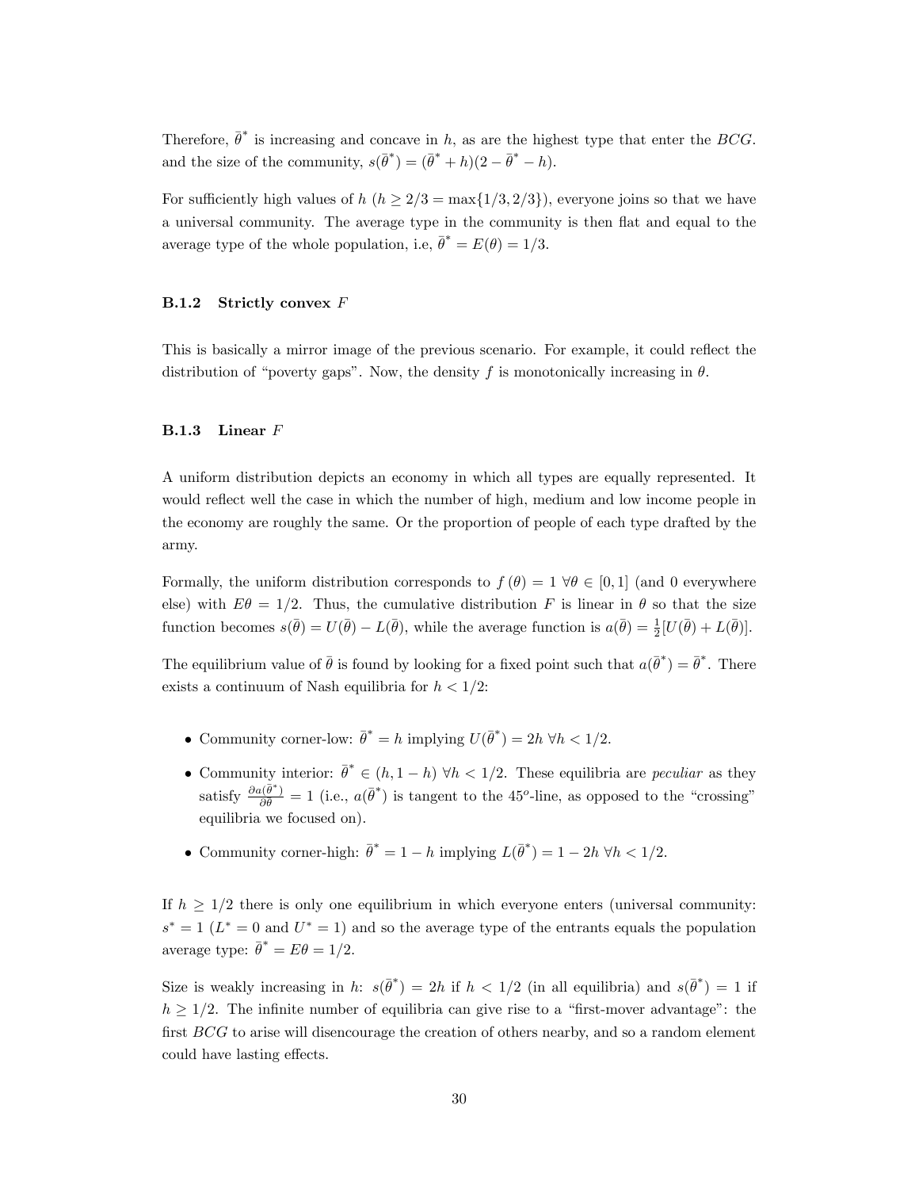Therefore, $\bar{\theta}^*$ is increasing and concave in $h$, as are the highest type that enter the $BCG$. and the size of the community, $s(\bar{\theta}^*) = (\bar{\theta}^* + h)(2 - \bar{\theta}^* - h)$.

For sufficiently high values of $h$ ($h \geq 2/3 = \max\{1/3, 2/3\}$), everyone joins so that we have a universal community. The average type in the community is then flat and equal to the average type of the whole population, i.e, $\bar{\theta}^* = E(\theta) = 1/3$.

### B.1.2 Strictly convex $F$

This is basically a mirror image of the previous scenario. For example, it could reflect the distribution of "poverty gaps". Now, the density $f$ is monotonically increasing in $\theta$.

### B.1.3 Linear $F$

A uniform distribution depicts an economy in which all types are equally represented. It would reflect well the case in which the number of high, medium and low income people in the economy are roughly the same. Or the proportion of people of each type drafted by the army.

Formally, the uniform distribution corresponds to $f(\theta) = 1 \; \forall \theta \in [0, 1]$ (and 0 everywhere else) with $E\theta = 1/2$. Thus, the cumulative distribution $F$ is linear in $\theta$ so that the size function becomes $s(\bar{\theta}) = U(\bar{\theta}) - L(\bar{\theta})$, while the average function is $a(\bar{\theta}) = \frac{1}{2}[U(\bar{\theta}) + L(\bar{\theta})]$.

The equilibrium value of $\bar{\theta}$ is found by looking for a fixed point such that $a(\bar{\theta}^*) = \bar{\theta}^*$. There exists a continuum of Nash equilibria for $h < 1/2$:

- Community corner-low: $\bar{\theta}^* = h$ implying $U(\bar{\theta}^*) = 2h \; \forall h < 1/2$.
- Community interior: $\bar{\theta}^* \in (h, 1-h) \; \forall h < 1/2$. These equilibria are *peculiar* as they satisfy $\frac{\partial a(\bar{\theta}^*)}{\partial \theta} = 1$ (i.e., $a(\bar{\theta}^*)$ is tangent to the $45^o$-line, as opposed to the "crossing" equilibria we focused on).
- Community corner-high: $\bar{\theta}^* = 1 - h$ implying $L(\bar{\theta}^*) = 1 - 2h \; \forall h < 1/2$.

If $h \geq 1/2$ there is only one equilibrium in which everyone enters (universal community: $s^* = 1$ ($L^* = 0$ and $U^* = 1$) and so the average type of the entrants equals the population average type: $\bar{\theta}^* = E\theta = 1/2$.

Size is weakly increasing in $h$: $s(\bar{\theta}^*) = 2h$ if $h < 1/2$ (in all equilibria) and $s(\bar{\theta}^*) = 1$ if $h \geq 1/2$. The infinite number of equilibria can give rise to a "first-mover advantage": the first $BCG$ to arise will disencourage the creation of others nearby, and so a random element could have lasting effects.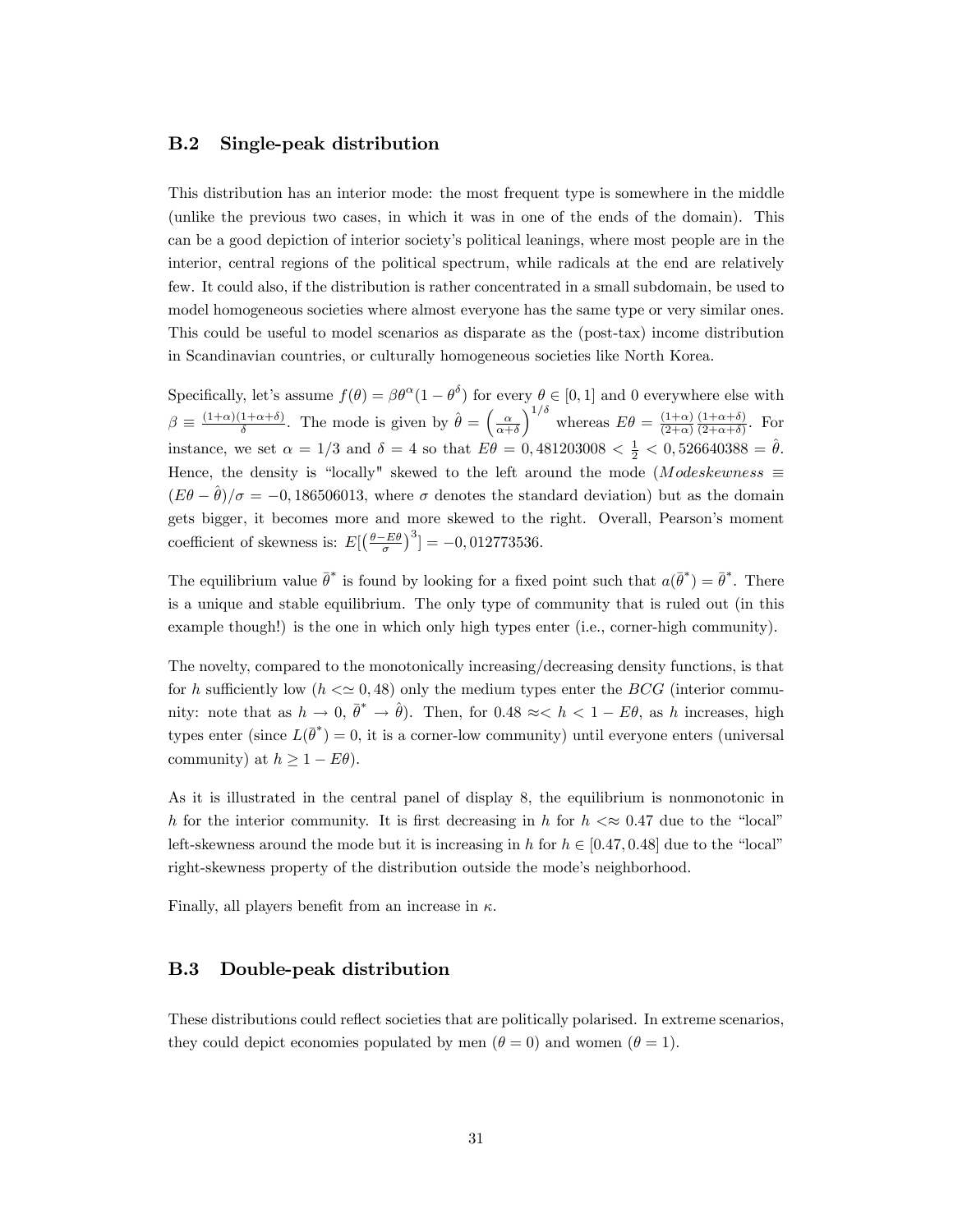### B.2 Single-peak distribution

This distribution has an interior mode: the most frequent type is somewhere in the middle (unlike the previous two cases, in which it was in one of the ends of the domain). This can be a good depiction of interior society's political leanings, where most people are in the interior, central regions of the political spectrum, while radicals at the end are relatively few. It could also, if the distribution is rather concentrated in a small subdomain, be used to model homogeneous societies where almost everyone has the same type or very similar ones. This could be useful to model scenarios as disparate as the (post-tax) income distribution in Scandinavian countries, or culturally homogeneous societies like North Korea.

Specifically, let's assume $f(\theta) = \beta\theta^{\alpha}(1-\theta^{\delta})$ for every $\theta \in [0,1]$ and 0 everywhere else with $\beta \equiv \frac{(1+\alpha)(1+\alpha+\delta)}{\delta}$. The mode is given by $\hat{\theta} = \left(\frac{\alpha}{\alpha+\delta}\right)^{1/\delta}$ whereas $E\theta = \frac{(1+\alpha)}{(2+\alpha)}\frac{(1+\alpha+\delta)}{(2+\alpha+\delta)}$. For instance, we set $\alpha = 1/3$ and $\delta = 4$ so that $E\theta = 0,481203008 < \frac{1}{2} < 0,526640388 = \hat{\theta}$. Hence, the density is "locally" skewed to the left around the mode ($Modeskewness \equiv (E\theta - \hat{\theta})/\sigma = -0,186506013$, where $\sigma$ denotes the standard deviation) but as the domain gets bigger, it becomes more and more skewed to the right. Overall, Pearson's moment coefficient of skewness is: $E[\left(\frac{\theta-E\theta}{\sigma}\right)^3] = -0,012773536$.

The equilibrium value $\bar{\theta}^*$ is found by looking for a fixed point such that $a(\bar{\theta}^*) = \bar{\theta}^*$. There is a unique and stable equilibrium. The only type of community that is ruled out (in this example though!) is the one in which only high types enter (i.e., corner-high community).

The novelty, compared to the monotonically increasing/decreasing density functions, is that for $h$ sufficiently low ($h <\simeq 0,48$) only the medium types enter the $BCG$ (interior community: note that as $h \to 0$, $\bar{\theta}^* \to \hat{\theta}$). Then, for $0.48 \approx< h < 1 - E\theta$, as $h$ increases, high types enter (since $L(\bar{\theta}^*) = 0$, it is a corner-low community) until everyone enters (universal community) at $h \geq 1 - E\theta$).

As it is illustrated in the central panel of display 8, the equilibrium is nonmonotonic in $h$ for the interior community. It is first decreasing in $h$ for $h <\approx 0.47$ due to the "local" left-skewness around the mode but it is increasing in $h$ for $h \in [0.47, 0.48]$ due to the "local" right-skewness property of the distribution outside the mode's neighborhood.

Finally, all players benefit from an increase in $\kappa$.

### B.3 Double-peak distribution

These distributions could reflect societies that are politically polarised. In extreme scenarios, they could depict economies populated by men ($\theta = 0$) and women ($\theta = 1$).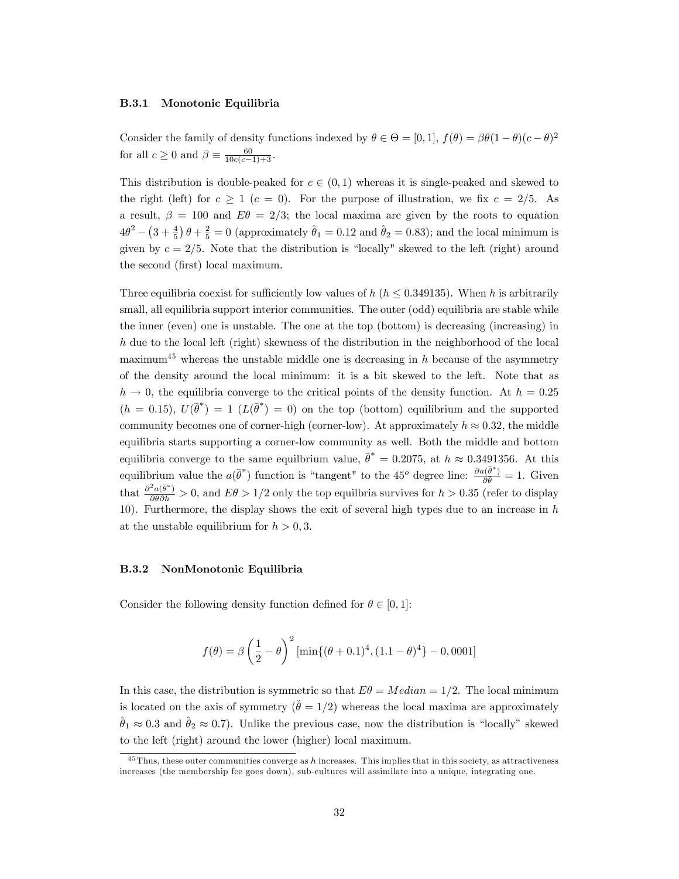### B.3.1 Monotonic Equilibria

Consider the family of density functions indexed by $\theta \in \Theta = [0,1]$, $f(\theta) = \beta\theta(1-\theta)(c-\theta)^2$ for all $c \geq 0$ and $\beta \equiv \frac{60}{10c(c-1)+3}$.

This distribution is double-peaked for $c \in (0,1)$ whereas it is single-peaked and skewed to the right (left) for $c \geq 1$ ($c = 0$). For the purpose of illustration, we fix $c = 2/5$. As a result, $\beta = 100$ and $E\theta = 2/3$; the local maxima are given by the roots to equation $4\theta^2 - \left(3 + \frac{4}{5}\right)\theta + \frac{2}{5} = 0$ (approximately $\hat{\theta}_1 = 0.12$ and $\hat{\theta}_2 = 0.83$); and the local minimum is given by $c = 2/5$. Note that the distribution is "locally" skewed to the left (right) around the second (first) local maximum.

Three equilibria coexist for sufficiently low values of $h$ ($h \leq 0.349135$). When $h$ is arbitrarily small, all equilibria support interior communities. The outer (odd) equilibria are stable while the inner (even) one is unstable. The one at the top (bottom) is decreasing (increasing) in $h$ due to the local left (right) skewness of the distribution in the neighborhood of the local maximum[45] whereas the unstable middle one is decreasing in $h$ because of the asymmetry of the density around the local minimum: it is a bit skewed to the left. Note that as $h \to 0$, the equilibria converge to the critical points of the density function. At $h = 0.25$ ($h = 0.15$), $U(\bar{\theta}^*) = 1$ ($L(\bar{\theta}^*) = 0$) on the top (bottom) equilibrium and the supported community becomes one of corner-high (corner-low). At approximately $h \approx 0.32$, the middle equilibria starts supporting a corner-low community as well. Both the middle and bottom equilibria converge to the same equilbrium value, $\bar{\theta}^* = 0.2075$, at $h \approx 0.3491356$. At this equilibrium value the $a(\bar{\theta}^*)$ function is "tangent" to the $45^o$ degree line: $\frac{\partial a(\bar{\theta}^*)}{\partial \theta} = 1$. Given that $\frac{\partial^2 a(\bar{\theta}^*)}{\partial \theta \partial h} > 0$, and $E\theta > 1/2$ only the top equilbria survives for $h > 0.35$ (refer to display 10). Furthermore, the display shows the exit of several high types due to an increase in $h$ at the unstable equilibrium for $h > 0,3$.

### B.3.2 NonMonotonic Equilibria

Consider the following density function defined for $\theta \in [0,1]$:

$$f(\theta) = \beta\left(\frac{1}{2} - \theta\right)^2 [\min\{(\theta + 0.1)^4, (1.1 - \theta)^4\} - 0,0001]$$

In this case, the distribution is symmetric so that $E\theta = Median = 1/2$. The local minimum is located on the axis of symmetry ($\check{\theta} = 1/2$) whereas the local maxima are approximately $\hat{\theta}_1 \approx 0.3$ and $\hat{\theta}_2 \approx 0.7$). Unlike the previous case, now the distribution is "locally" skewed to the left (right) around the lower (higher) local maximum.

[45] Thus, these outer communities converge as $h$ increases. This implies that in this society, as attractiveness increases (the membership fee goes down), sub-cultures will assimilate into a unique, integrating one.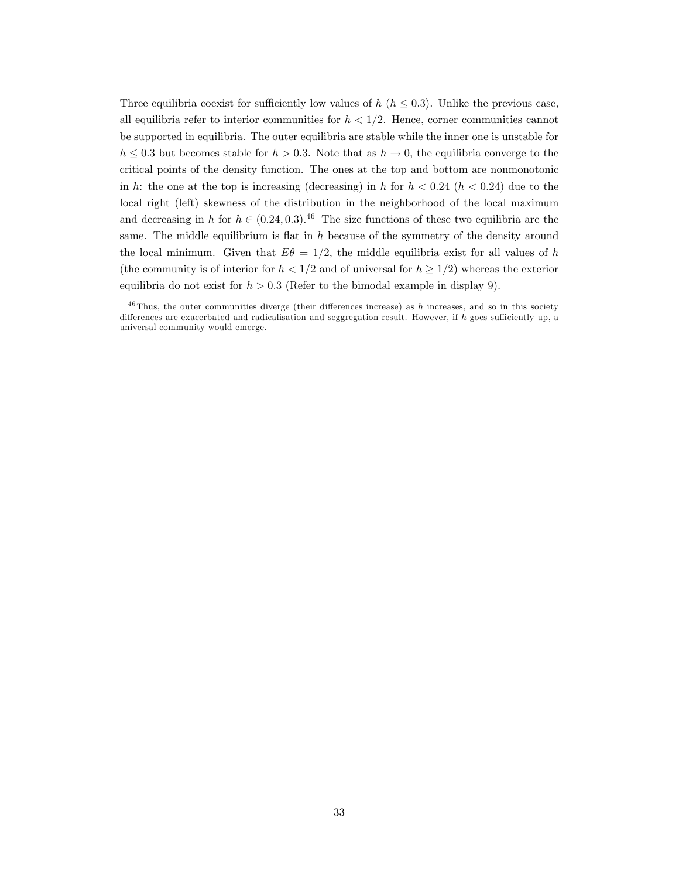Three equilibria coexist for sufficiently low values of $h$ ($h \leq 0.3$). Unlike the previous case, all equilibria refer to interior communities for $h < 1/2$. Hence, corner communities cannot be supported in equilibria. The outer equilibria are stable while the inner one is unstable for $h \leq 0.3$ but becomes stable for $h > 0.3$. Note that as $h \to 0$, the equilibria converge to the critical points of the density function. The ones at the top and bottom are nonmonotonic in $h$: the one at the top is increasing (decreasing) in $h$ for $h < 0.24$ ($h < 0.24$) due to the local right (left) skewness of the distribution in the neighborhood of the local maximum and decreasing in $h$ for $h \in (0.24, 0.3)$.[46] The size functions of these two equilibria are the same. The middle equilibrium is flat in $h$ because of the symmetry of the density around the local minimum. Given that $E\theta = 1/2$, the middle equilibria exist for all values of $h$ (the community is of interior for $h < 1/2$ and of universal for $h \geq 1/2$) whereas the exterior equilibria do not exist for $h > 0.3$ (Refer to the bimodal example in display 9).

[46] Thus, the outer communities diverge (their differences increase) as $h$ increases, and so in this society differences are exacerbated and radicalisation and seggregation result. However, if $h$ goes sufficiently up, a universal community would emerge.